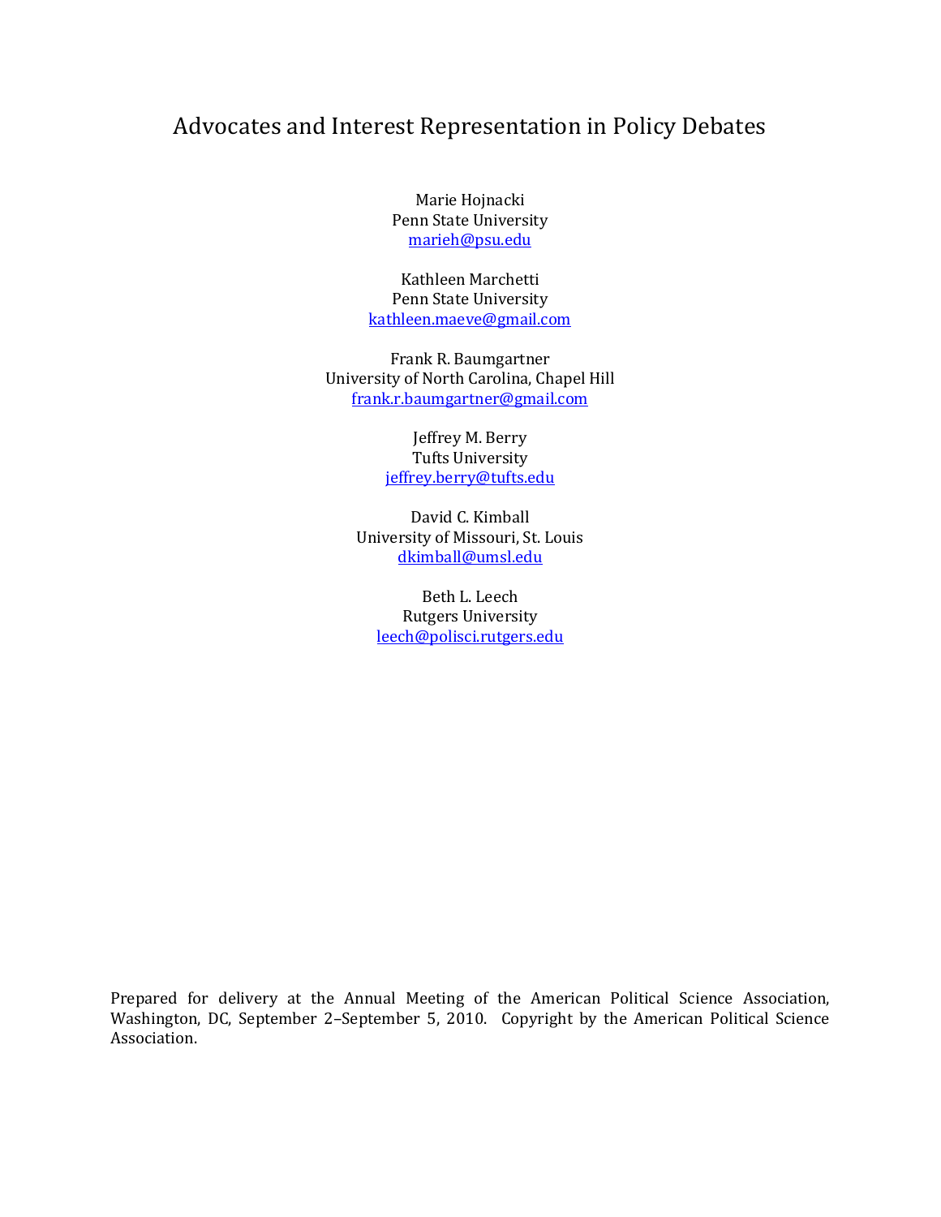# Advocates and Interest Representation in Policy Debates

Marie Hojnacki
Penn State University
marieh@psu.edu

Kathleen Marchetti
Penn State University
kathleen.maeve@gmail.com

Frank R. Baumgartner
University of North Carolina, Chapel Hill
frank.r.baumgartner@gmail.com

Jeffrey M. Berry
Tufts University
jeffrey.berry@tufts.edu

David C. Kimball
University of Missouri, St. Louis
dkimball@umsl.edu

Beth L. Leech
Rutgers University
leech@polisci.rutgers.edu

Prepared for delivery at the Annual Meeting of the American Political Science Association, Washington, DC, September 2–September 5, 2010. Copyright by the American Political Science Association.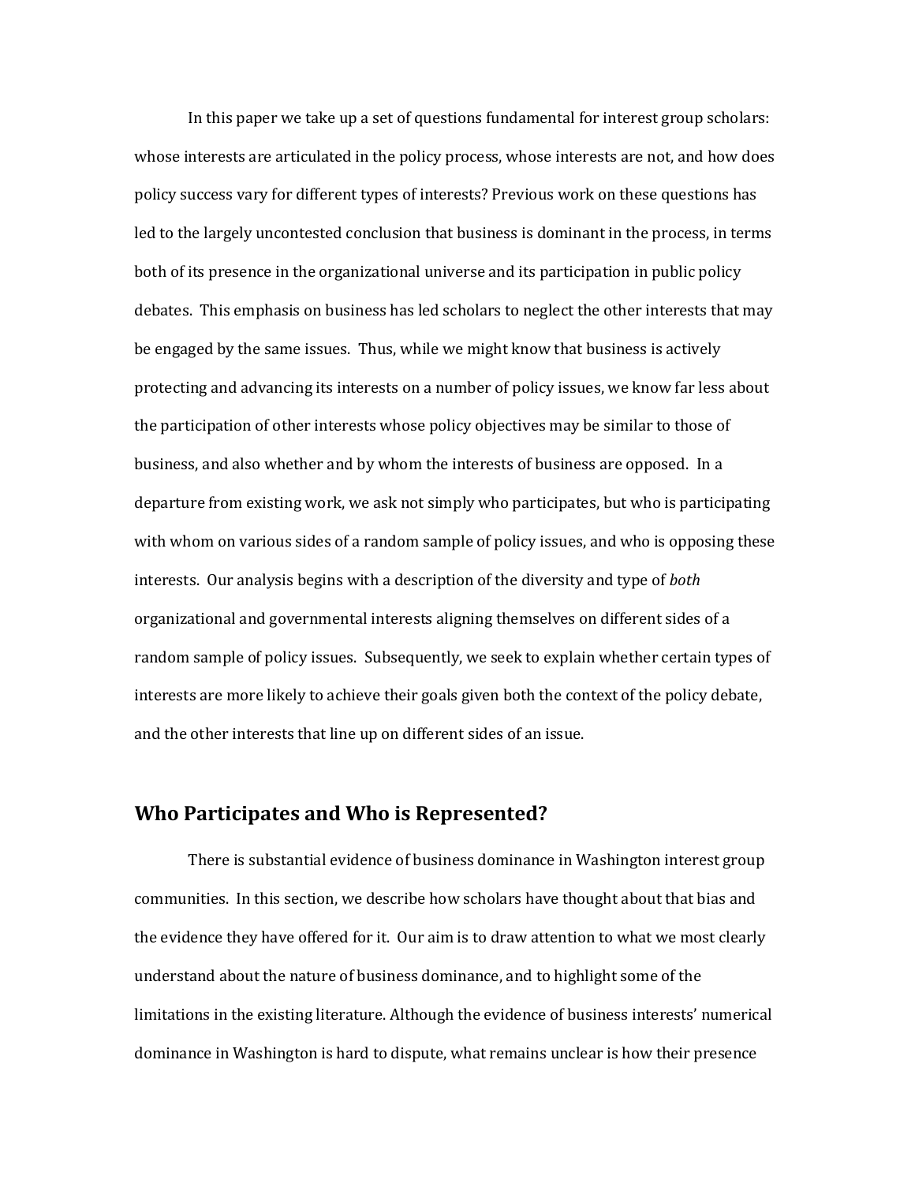In this paper we take up a set of questions fundamental for interest group scholars: whose interests are articulated in the policy process, whose interests are not, and how does policy success vary for different types of interests? Previous work on these questions has led to the largely uncontested conclusion that business is dominant in the process, in terms both of its presence in the organizational universe and its participation in public policy debates. This emphasis on business has led scholars to neglect the other interests that may be engaged by the same issues. Thus, while we might know that business is actively protecting and advancing its interests on a number of policy issues, we know far less about the participation of other interests whose policy objectives may be similar to those of business, and also whether and by whom the interests of business are opposed. In a departure from existing work, we ask not simply who participates, but who is participating with whom on various sides of a random sample of policy issues, and who is opposing these interests. Our analysis begins with a description of the diversity and type of *both* organizational and governmental interests aligning themselves on different sides of a random sample of policy issues. Subsequently, we seek to explain whether certain types of interests are more likely to achieve their goals given both the context of the policy debate, and the other interests that line up on different sides of an issue.

## Who Participates and Who is Represented?

There is substantial evidence of business dominance in Washington interest group communities. In this section, we describe how scholars have thought about that bias and the evidence they have offered for it. Our aim is to draw attention to what we most clearly understand about the nature of business dominance, and to highlight some of the limitations in the existing literature. Although the evidence of business interests' numerical dominance in Washington is hard to dispute, what remains unclear is how their presence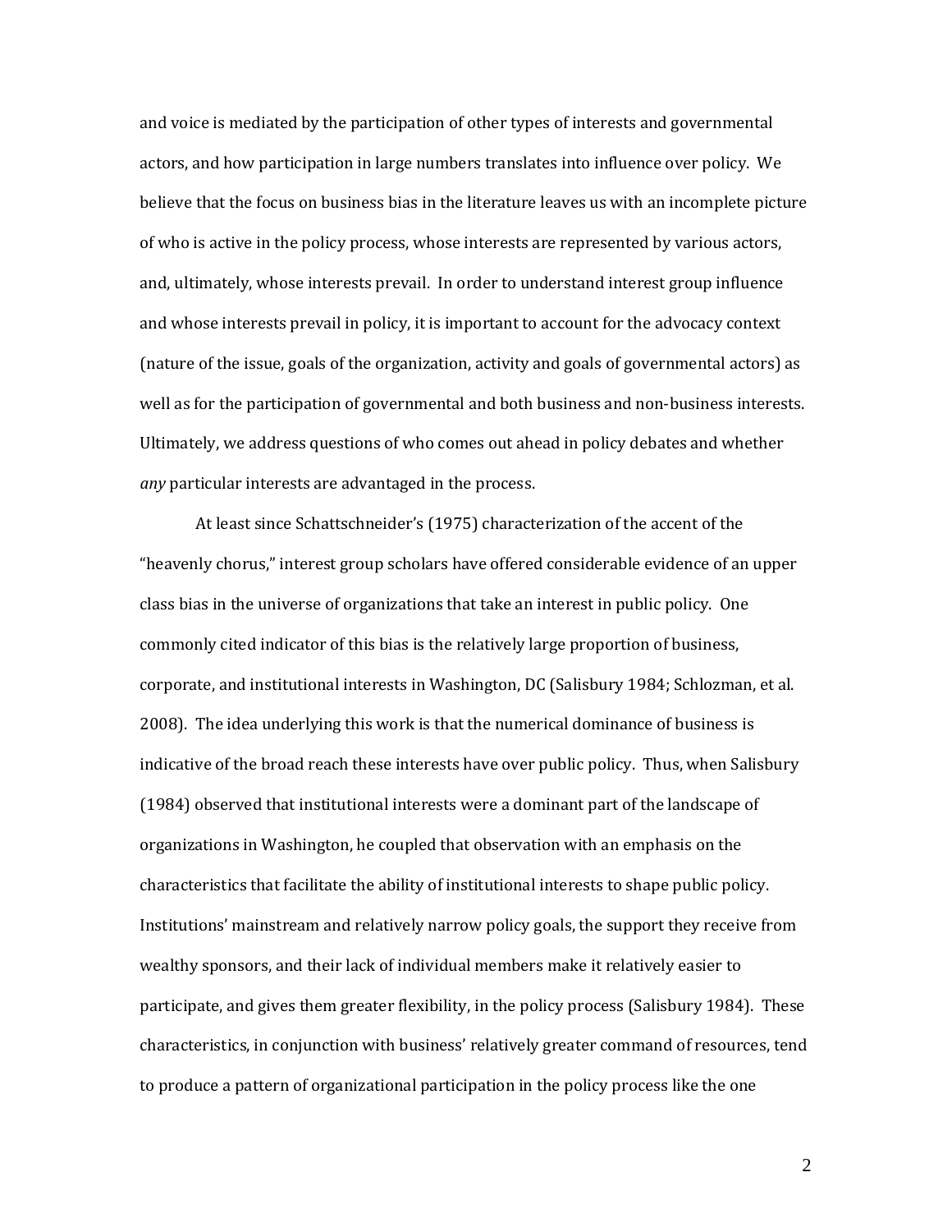and voice is mediated by the participation of other types of interests and governmental actors, and how participation in large numbers translates into influence over policy. We believe that the focus on business bias in the literature leaves us with an incomplete picture of who is active in the policy process, whose interests are represented by various actors, and, ultimately, whose interests prevail. In order to understand interest group influence and whose interests prevail in policy, it is important to account for the advocacy context (nature of the issue, goals of the organization, activity and goals of governmental actors) as well as for the participation of governmental and both business and non-business interests. Ultimately, we address questions of who comes out ahead in policy debates and whether *any* particular interests are advantaged in the process.

At least since Schattschneider's (1975) characterization of the accent of the "heavenly chorus," interest group scholars have offered considerable evidence of an upper class bias in the universe of organizations that take an interest in public policy. One commonly cited indicator of this bias is the relatively large proportion of business, corporate, and institutional interests in Washington, DC (Salisbury 1984; Schlozman, et al. 2008). The idea underlying this work is that the numerical dominance of business is indicative of the broad reach these interests have over public policy. Thus, when Salisbury (1984) observed that institutional interests were a dominant part of the landscape of organizations in Washington, he coupled that observation with an emphasis on the characteristics that facilitate the ability of institutional interests to shape public policy. Institutions' mainstream and relatively narrow policy goals, the support they receive from wealthy sponsors, and their lack of individual members make it relatively easier to participate, and gives them greater flexibility, in the policy process (Salisbury 1984). These characteristics, in conjunction with business' relatively greater command of resources, tend to produce a pattern of organizational participation in the policy process like the one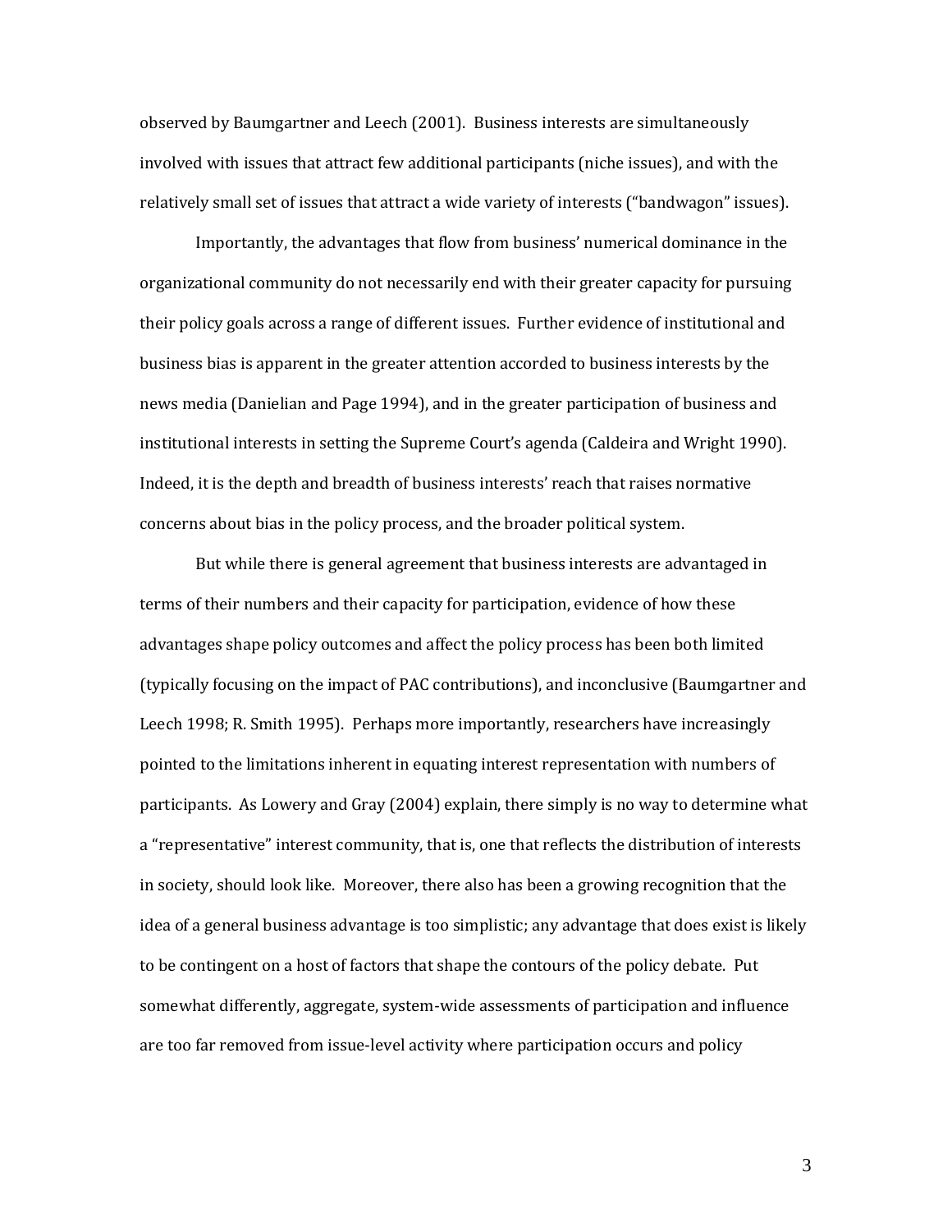observed by Baumgartner and Leech (2001). Business interests are simultaneously involved with issues that attract few additional participants (niche issues), and with the relatively small set of issues that attract a wide variety of interests ("bandwagon" issues).

Importantly, the advantages that flow from business' numerical dominance in the organizational community do not necessarily end with their greater capacity for pursuing their policy goals across a range of different issues. Further evidence of institutional and business bias is apparent in the greater attention accorded to business interests by the news media (Danielian and Page 1994), and in the greater participation of business and institutional interests in setting the Supreme Court's agenda (Caldeira and Wright 1990). Indeed, it is the depth and breadth of business interests' reach that raises normative concerns about bias in the policy process, and the broader political system.

But while there is general agreement that business interests are advantaged in terms of their numbers and their capacity for participation, evidence of how these advantages shape policy outcomes and affect the policy process has been both limited (typically focusing on the impact of PAC contributions), and inconclusive (Baumgartner and Leech 1998; R. Smith 1995). Perhaps more importantly, researchers have increasingly pointed to the limitations inherent in equating interest representation with numbers of participants. As Lowery and Gray (2004) explain, there simply is no way to determine what a "representative" interest community, that is, one that reflects the distribution of interests in society, should look like. Moreover, there also has been a growing recognition that the idea of a general business advantage is too simplistic; any advantage that does exist is likely to be contingent on a host of factors that shape the contours of the policy debate. Put somewhat differently, aggregate, system-wide assessments of participation and influence are too far removed from issue-level activity where participation occurs and policy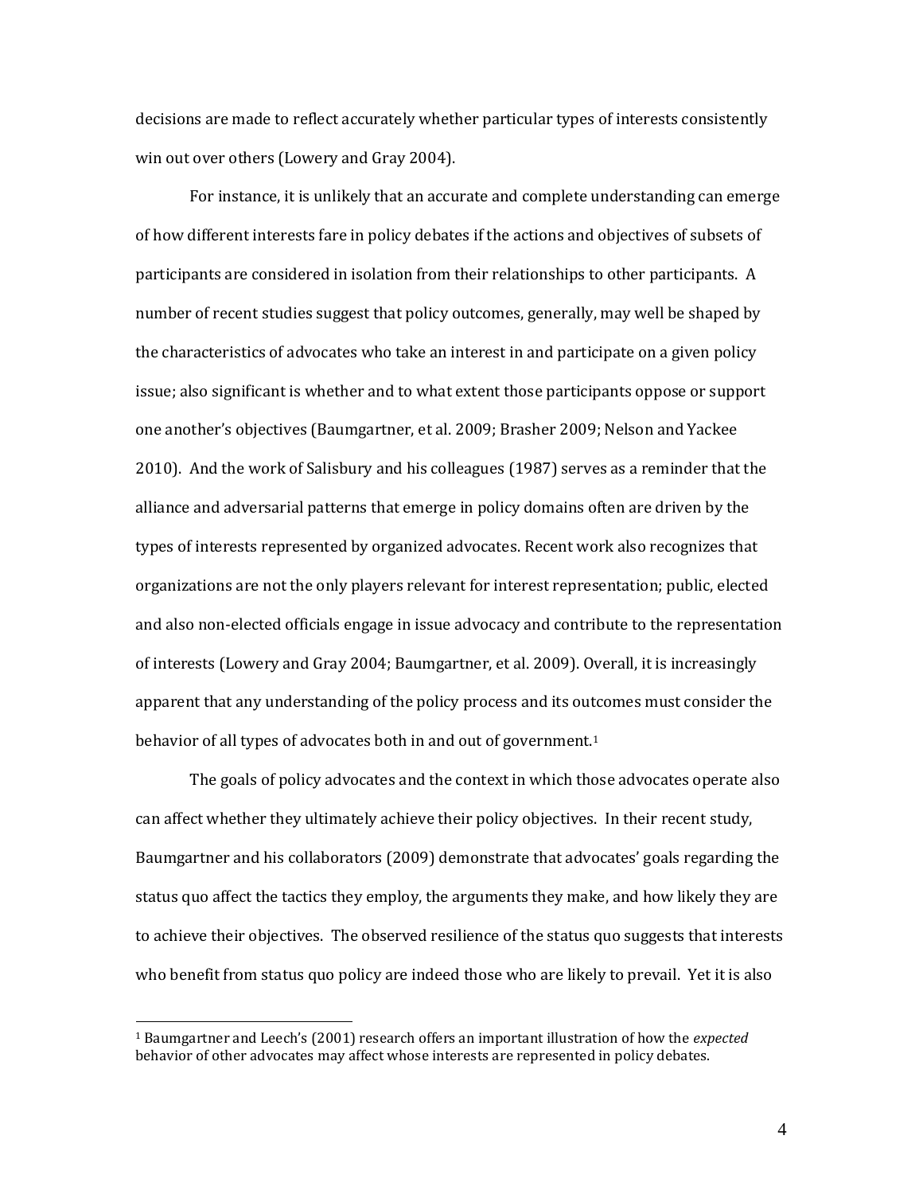decisions are made to reflect accurately whether particular types of interests consistently win out over others (Lowery and Gray 2004).

For instance, it is unlikely that an accurate and complete understanding can emerge of how different interests fare in policy debates if the actions and objectives of subsets of participants are considered in isolation from their relationships to other participants. A number of recent studies suggest that policy outcomes, generally, may well be shaped by the characteristics of advocates who take an interest in and participate on a given policy issue; also significant is whether and to what extent those participants oppose or support one another's objectives (Baumgartner, et al. 2009; Brasher 2009; Nelson and Yackee 2010). And the work of Salisbury and his colleagues (1987) serves as a reminder that the alliance and adversarial patterns that emerge in policy domains often are driven by the types of interests represented by organized advocates. Recent work also recognizes that organizations are not the only players relevant for interest representation; public, elected and also non-elected officials engage in issue advocacy and contribute to the representation of interests (Lowery and Gray 2004; Baumgartner, et al. 2009). Overall, it is increasingly apparent that any understanding of the policy process and its outcomes must consider the behavior of all types of advocates both in and out of government.[1]

The goals of policy advocates and the context in which those advocates operate also can affect whether they ultimately achieve their policy objectives. In their recent study, Baumgartner and his collaborators (2009) demonstrate that advocates' goals regarding the status quo affect the tactics they employ, the arguments they make, and how likely they are to achieve their objectives. The observed resilience of the status quo suggests that interests who benefit from status quo policy are indeed those who are likely to prevail. Yet it is also

[1] Baumgartner and Leech's (2001) research offers an important illustration of how the *expected* behavior of other advocates may affect whose interests are represented in policy debates.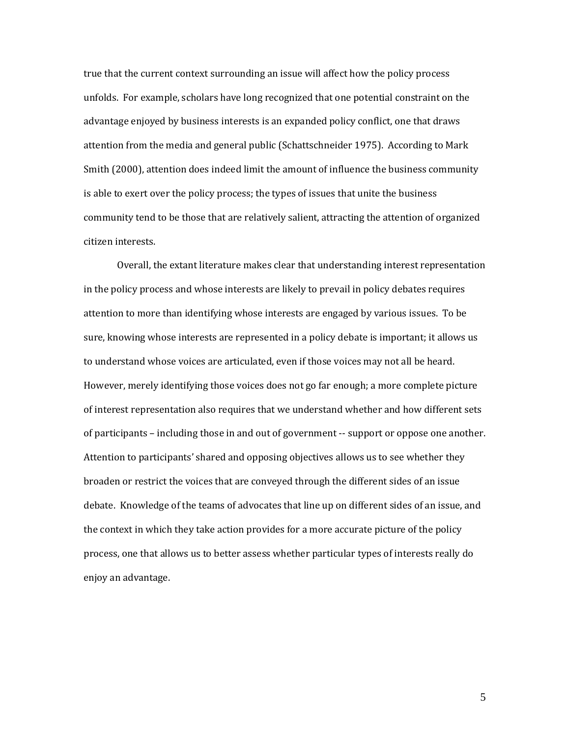true that the current context surrounding an issue will affect how the policy process unfolds. For example, scholars have long recognized that one potential constraint on the advantage enjoyed by business interests is an expanded policy conflict, one that draws attention from the media and general public (Schattschneider 1975). According to Mark Smith (2000), attention does indeed limit the amount of influence the business community is able to exert over the policy process; the types of issues that unite the business community tend to be those that are relatively salient, attracting the attention of organized citizen interests.

Overall, the extant literature makes clear that understanding interest representation in the policy process and whose interests are likely to prevail in policy debates requires attention to more than identifying whose interests are engaged by various issues. To be sure, knowing whose interests are represented in a policy debate is important; it allows us to understand whose voices are articulated, even if those voices may not all be heard. However, merely identifying those voices does not go far enough; a more complete picture of interest representation also requires that we understand whether and how different sets of participants – including those in and out of government -- support or oppose one another. Attention to participants' shared and opposing objectives allows us to see whether they broaden or restrict the voices that are conveyed through the different sides of an issue debate. Knowledge of the teams of advocates that line up on different sides of an issue, and the context in which they take action provides for a more accurate picture of the policy process, one that allows us to better assess whether particular types of interests really do enjoy an advantage.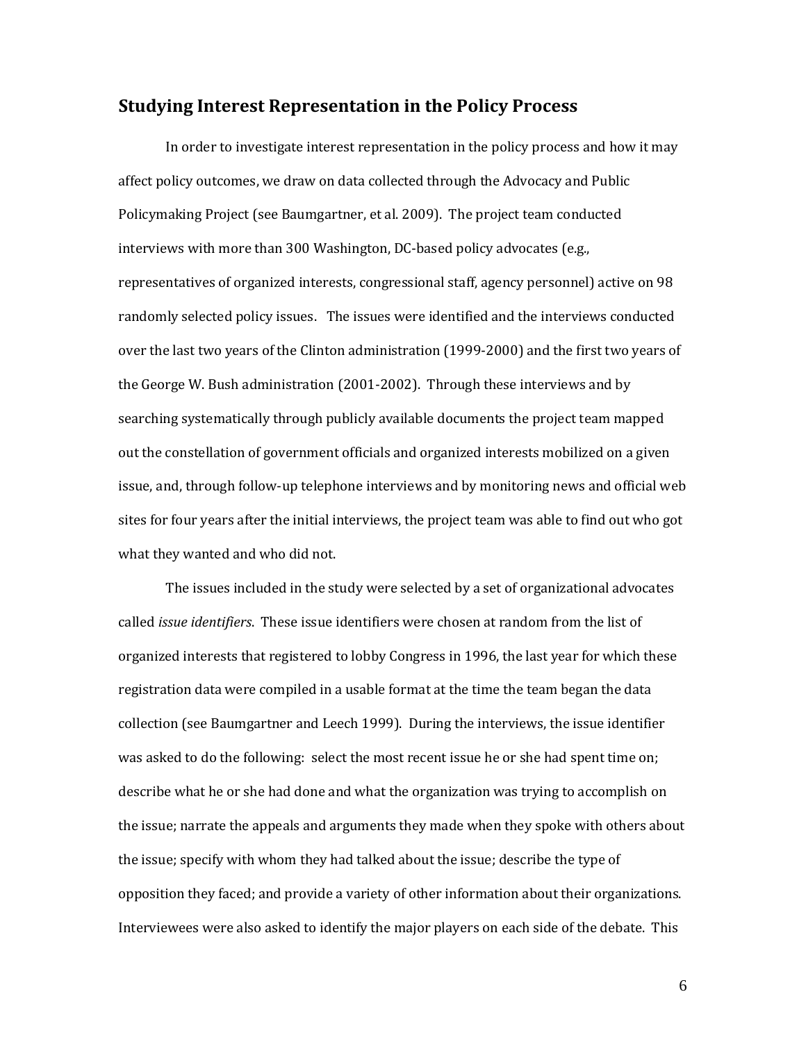## Studying Interest Representation in the Policy Process

In order to investigate interest representation in the policy process and how it may affect policy outcomes, we draw on data collected through the Advocacy and Public Policymaking Project (see Baumgartner, et al. 2009). The project team conducted interviews with more than 300 Washington, DC-based policy advocates (e.g., representatives of organized interests, congressional staff, agency personnel) active on 98 randomly selected policy issues. The issues were identified and the interviews conducted over the last two years of the Clinton administration (1999-2000) and the first two years of the George W. Bush administration (2001-2002). Through these interviews and by searching systematically through publicly available documents the project team mapped out the constellation of government officials and organized interests mobilized on a given issue, and, through follow-up telephone interviews and by monitoring news and official web sites for four years after the initial interviews, the project team was able to find out who got what they wanted and who did not.

The issues included in the study were selected by a set of organizational advocates called *issue identifiers*. These issue identifiers were chosen at random from the list of organized interests that registered to lobby Congress in 1996, the last year for which these registration data were compiled in a usable format at the time the team began the data collection (see Baumgartner and Leech 1999). During the interviews, the issue identifier was asked to do the following: select the most recent issue he or she had spent time on; describe what he or she had done and what the organization was trying to accomplish on the issue; narrate the appeals and arguments they made when they spoke with others about the issue; specify with whom they had talked about the issue; describe the type of opposition they faced; and provide a variety of other information about their organizations. Interviewees were also asked to identify the major players on each side of the debate. This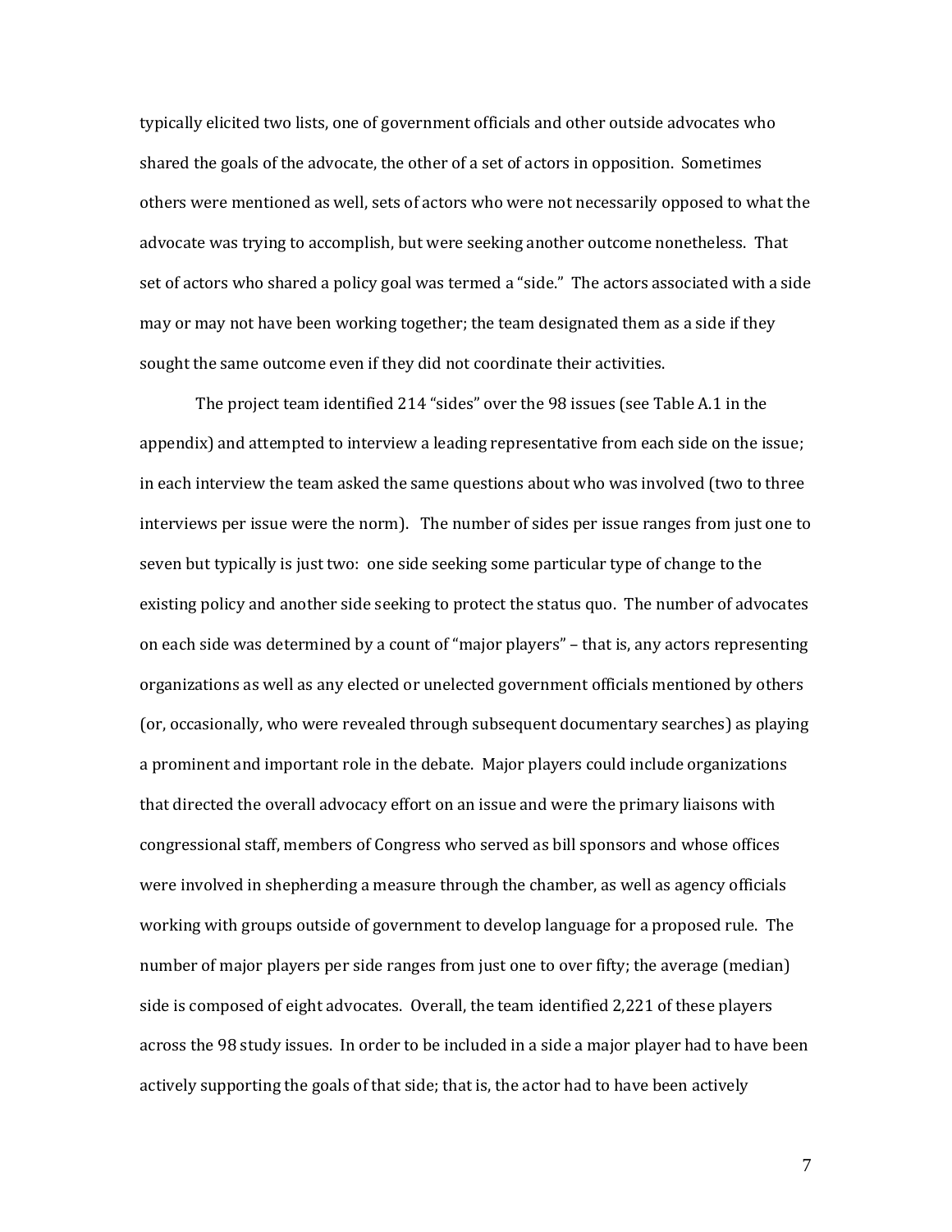typically elicited two lists, one of government officials and other outside advocates who shared the goals of the advocate, the other of a set of actors in opposition. Sometimes others were mentioned as well, sets of actors who were not necessarily opposed to what the advocate was trying to accomplish, but were seeking another outcome nonetheless. That set of actors who shared a policy goal was termed a "side." The actors associated with a side may or may not have been working together; the team designated them as a side if they sought the same outcome even if they did not coordinate their activities.

The project team identified 214 "sides" over the 98 issues (see Table A.1 in the appendix) and attempted to interview a leading representative from each side on the issue; in each interview the team asked the same questions about who was involved (two to three interviews per issue were the norm). The number of sides per issue ranges from just one to seven but typically is just two: one side seeking some particular type of change to the existing policy and another side seeking to protect the status quo. The number of advocates on each side was determined by a count of "major players" – that is, any actors representing organizations as well as any elected or unelected government officials mentioned by others (or, occasionally, who were revealed through subsequent documentary searches) as playing a prominent and important role in the debate. Major players could include organizations that directed the overall advocacy effort on an issue and were the primary liaisons with congressional staff, members of Congress who served as bill sponsors and whose offices were involved in shepherding a measure through the chamber, as well as agency officials working with groups outside of government to develop language for a proposed rule. The number of major players per side ranges from just one to over fifty; the average (median) side is composed of eight advocates. Overall, the team identified 2,221 of these players across the 98 study issues. In order to be included in a side a major player had to have been actively supporting the goals of that side; that is, the actor had to have been actively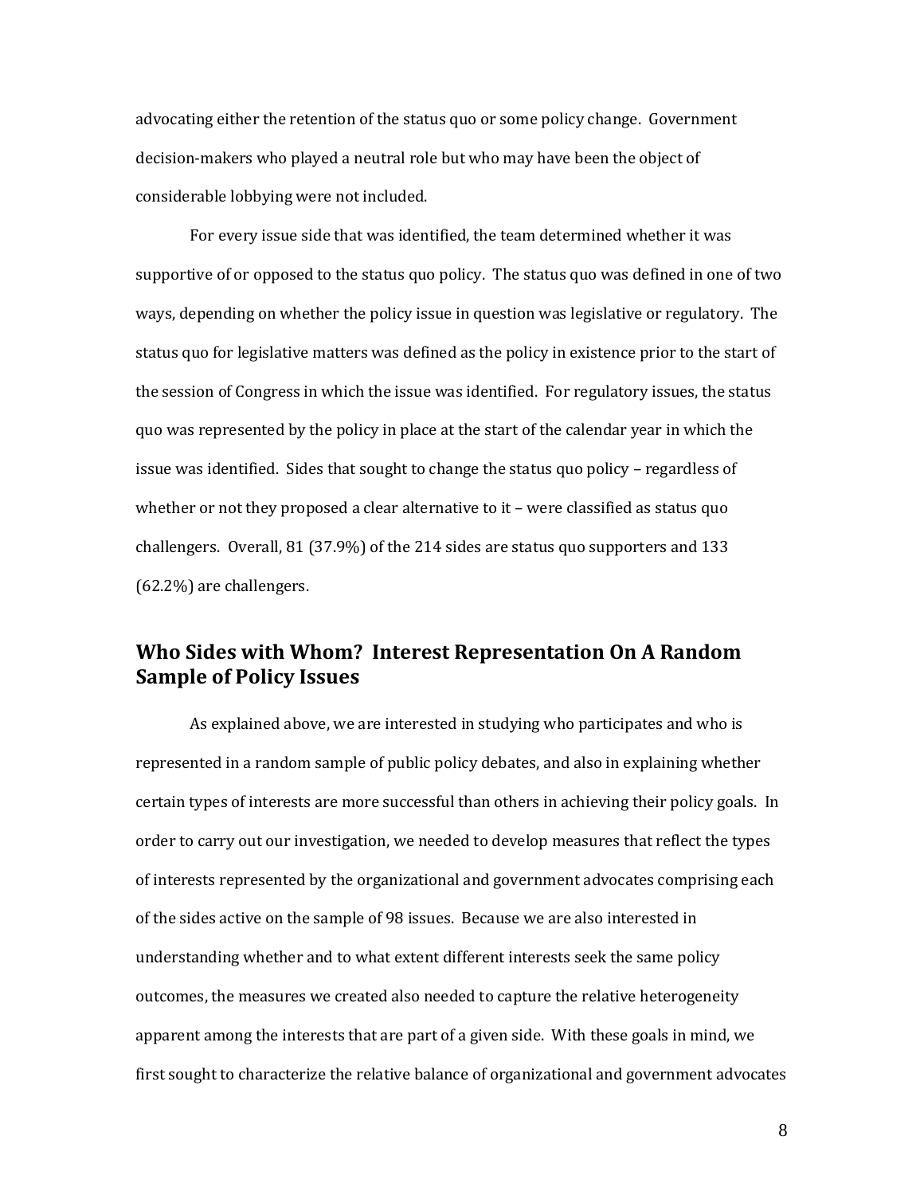advocating either the retention of the status quo or some policy change. Government decision-makers who played a neutral role but who may have been the object of considerable lobbying were not included.

For every issue side that was identified, the team determined whether it was supportive of or opposed to the status quo policy. The status quo was defined in one of two ways, depending on whether the policy issue in question was legislative or regulatory. The status quo for legislative matters was defined as the policy in existence prior to the start of the session of Congress in which the issue was identified. For regulatory issues, the status quo was represented by the policy in place at the start of the calendar year in which the issue was identified. Sides that sought to change the status quo policy – regardless of whether or not they proposed a clear alternative to it – were classified as status quo challengers. Overall, 81 (37.9%) of the 214 sides are status quo supporters and 133 (62.2%) are challengers.

## Who Sides with Whom? Interest Representation On A Random Sample of Policy Issues

As explained above, we are interested in studying who participates and who is represented in a random sample of public policy debates, and also in explaining whether certain types of interests are more successful than others in achieving their policy goals. In order to carry out our investigation, we needed to develop measures that reflect the types of interests represented by the organizational and government advocates comprising each of the sides active on the sample of 98 issues. Because we are also interested in understanding whether and to what extent different interests seek the same policy outcomes, the measures we created also needed to capture the relative heterogeneity apparent among the interests that are part of a given side. With these goals in mind, we first sought to characterize the relative balance of organizational and government advocates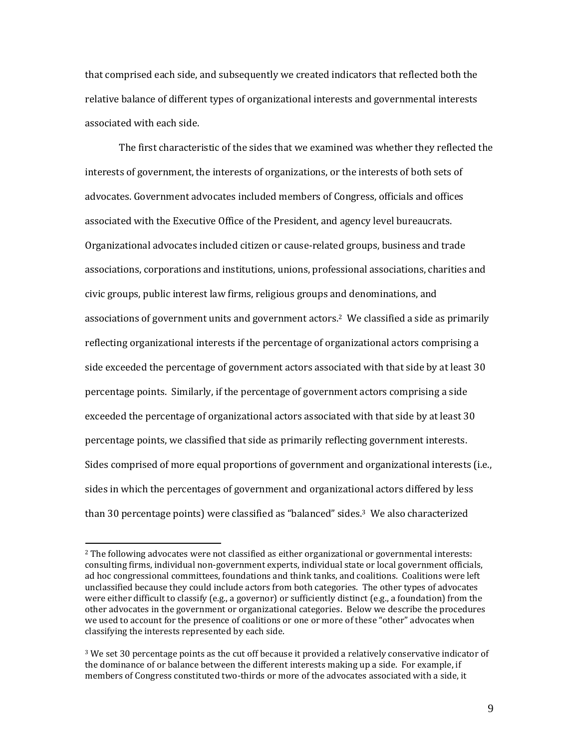that comprised each side, and subsequently we created indicators that reflected both the relative balance of different types of organizational interests and governmental interests associated with each side.

The first characteristic of the sides that we examined was whether they reflected the interests of government, the interests of organizations, or the interests of both sets of advocates. Government advocates included members of Congress, officials and offices associated with the Executive Office of the President, and agency level bureaucrats. Organizational advocates included citizen or cause-related groups, business and trade associations, corporations and institutions, unions, professional associations, charities and civic groups, public interest law firms, religious groups and denominations, and associations of government units and government actors.[2] We classified a side as primarily reflecting organizational interests if the percentage of organizational actors comprising a side exceeded the percentage of government actors associated with that side by at least 30 percentage points. Similarly, if the percentage of government actors comprising a side exceeded the percentage of organizational actors associated with that side by at least 30 percentage points, we classified that side as primarily reflecting government interests. Sides comprised of more equal proportions of government and organizational interests (i.e., sides in which the percentages of government and organizational actors differed by less than 30 percentage points) were classified as "balanced" sides.[3] We also characterized

[2] The following advocates were not classified as either organizational or governmental interests: consulting firms, individual non-government experts, individual state or local government officials, ad hoc congressional committees, foundations and think tanks, and coalitions. Coalitions were left unclassified because they could include actors from both categories. The other types of advocates were either difficult to classify (e.g., a governor) or sufficiently distinct (e.g., a foundation) from the other advocates in the government or organizational categories. Below we describe the procedures we used to account for the presence of coalitions or one or more of these "other" advocates when classifying the interests represented by each side.

[3] We set 30 percentage points as the cut off because it provided a relatively conservative indicator of the dominance of or balance between the different interests making up a side. For example, if members of Congress constituted two-thirds or more of the advocates associated with a side, it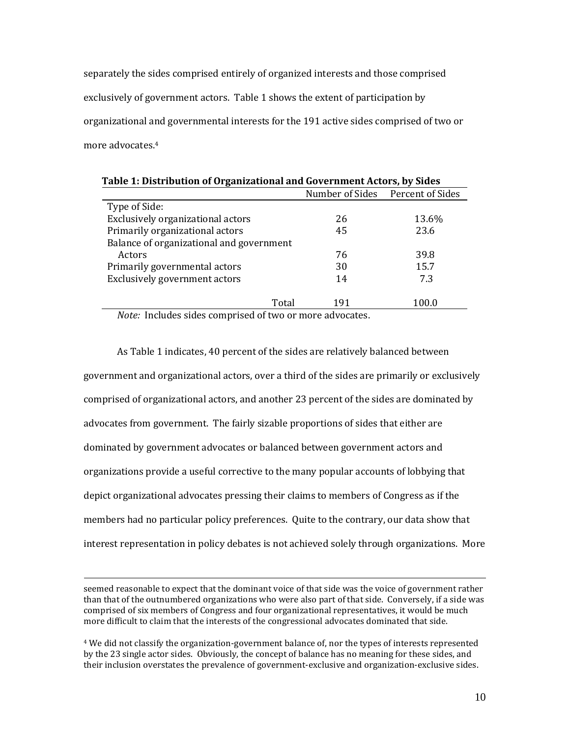separately the sides comprised entirely of organized interests and those comprised exclusively of government actors. Table 1 shows the extent of participation by organizational and governmental interests for the 191 active sides comprised of two or more advocates.[4]

**Table 1: Distribution of Organizational and Government Actors, by Sides**

| | Number of Sides | Percent of Sides |
|---|---|---|
| Type of Side: | | |
| Exclusively organizational actors | 26 | 13.6% |
| Primarily organizational actors | 45 | 23.6 |
| Balance of organizational and government Actors | 76 | 39.8 |
| Primarily governmental actors | 30 | 15.7 |
| Exclusively government actors | 14 | 7.3 |
| Total | 191 | 100.0 |

*Note:* Includes sides comprised of two or more advocates.

As Table 1 indicates, 40 percent of the sides are relatively balanced between government and organizational actors, over a third of the sides are primarily or exclusively comprised of organizational actors, and another 23 percent of the sides are dominated by advocates from government. The fairly sizable proportions of sides that either are dominated by government advocates or balanced between government actors and organizations provide a useful corrective to the many popular accounts of lobbying that depict organizational advocates pressing their claims to members of Congress as if the members had no particular policy preferences. Quite to the contrary, our data show that interest representation in policy debates is not achieved solely through organizations. More

seemed reasonable to expect that the dominant voice of that side was the voice of government rather than that of the outnumbered organizations who were also part of that side. Conversely, if a side was comprised of six members of Congress and four organizational representatives, it would be much more difficult to claim that the interests of the congressional advocates dominated that side.

[4] We did not classify the organization-government balance of, nor the types of interests represented by the 23 single actor sides. Obviously, the concept of balance has no meaning for these sides, and their inclusion overstates the prevalence of government-exclusive and organization-exclusive sides.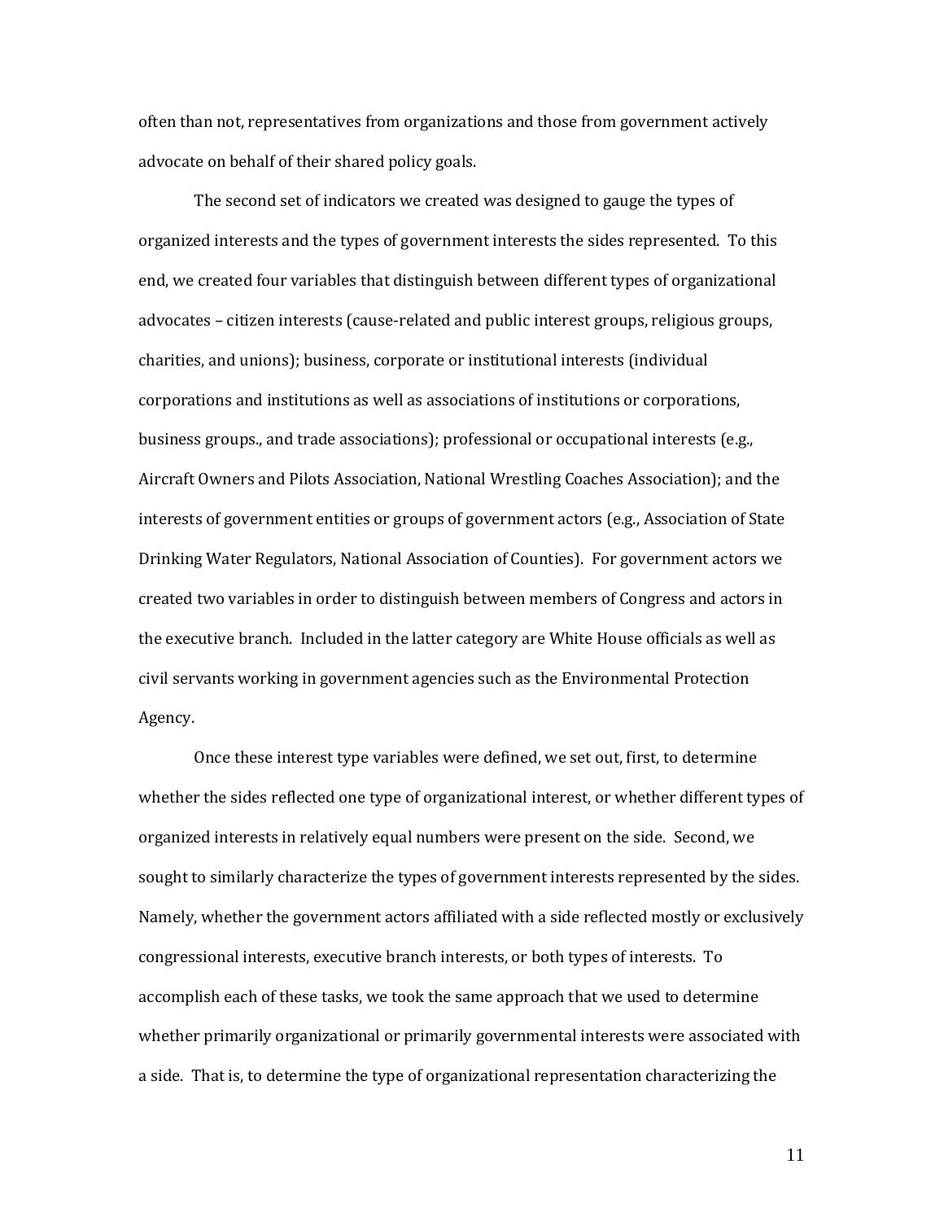often than not, representatives from organizations and those from government actively advocate on behalf of their shared policy goals.

The second set of indicators we created was designed to gauge the types of organized interests and the types of government interests the sides represented. To this end, we created four variables that distinguish between different types of organizational advocates – citizen interests (cause-related and public interest groups, religious groups, charities, and unions); business, corporate or institutional interests (individual corporations and institutions as well as associations of institutions or corporations, business groups., and trade associations); professional or occupational interests (e.g., Aircraft Owners and Pilots Association, National Wrestling Coaches Association); and the interests of government entities or groups of government actors (e.g., Association of State Drinking Water Regulators, National Association of Counties). For government actors we created two variables in order to distinguish between members of Congress and actors in the executive branch. Included in the latter category are White House officials as well as civil servants working in government agencies such as the Environmental Protection Agency.

Once these interest type variables were defined, we set out, first, to determine whether the sides reflected one type of organizational interest, or whether different types of organized interests in relatively equal numbers were present on the side. Second, we sought to similarly characterize the types of government interests represented by the sides. Namely, whether the government actors affiliated with a side reflected mostly or exclusively congressional interests, executive branch interests, or both types of interests. To accomplish each of these tasks, we took the same approach that we used to determine whether primarily organizational or primarily governmental interests were associated with a side. That is, to determine the type of organizational representation characterizing the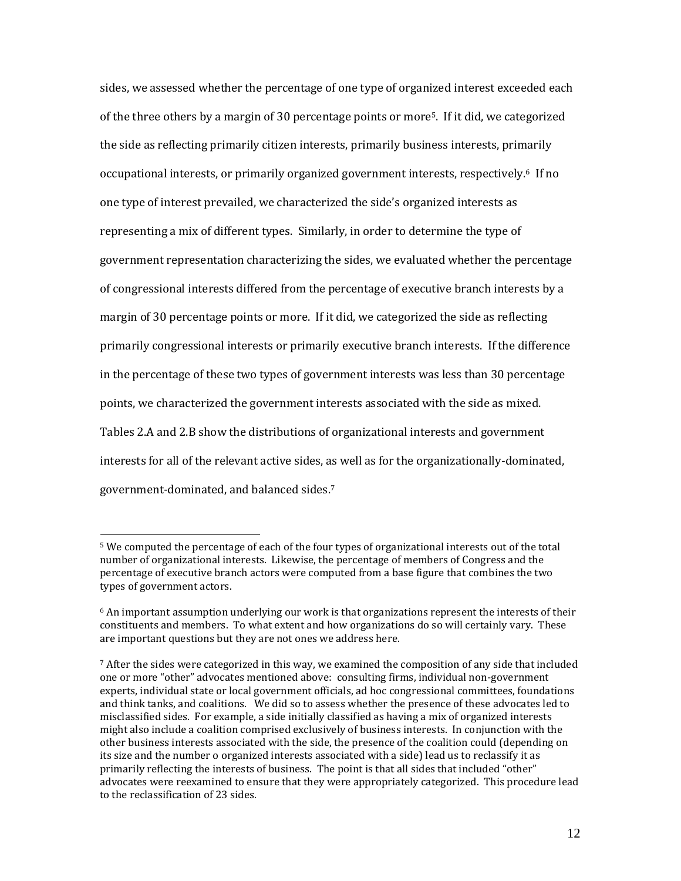sides, we assessed whether the percentage of one type of organized interest exceeded each of the three others by a margin of 30 percentage points or more[5]. If it did, we categorized the side as reflecting primarily citizen interests, primarily business interests, primarily occupational interests, or primarily organized government interests, respectively.[6] If no one type of interest prevailed, we characterized the side's organized interests as representing a mix of different types. Similarly, in order to determine the type of government representation characterizing the sides, we evaluated whether the percentage of congressional interests differed from the percentage of executive branch interests by a margin of 30 percentage points or more. If it did, we categorized the side as reflecting primarily congressional interests or primarily executive branch interests. If the difference in the percentage of these two types of government interests was less than 30 percentage points, we characterized the government interests associated with the side as mixed. Tables 2.A and 2.B show the distributions of organizational interests and government interests for all of the relevant active sides, as well as for the organizationally-dominated, government-dominated, and balanced sides.[7]

---

[5] We computed the percentage of each of the four types of organizational interests out of the total number of organizational interests. Likewise, the percentage of members of Congress and the percentage of executive branch actors were computed from a base figure that combines the two types of government actors.

[6] An important assumption underlying our work is that organizations represent the interests of their constituents and members. To what extent and how organizations do so will certainly vary. These are important questions but they are not ones we address here.

[7] After the sides were categorized in this way, we examined the composition of any side that included one or more "other" advocates mentioned above: consulting firms, individual non-government experts, individual state or local government officials, ad hoc congressional committees, foundations and think tanks, and coalitions. We did so to assess whether the presence of these advocates led to misclassified sides. For example, a side initially classified as having a mix of organized interests might also include a coalition comprised exclusively of business interests. In conjunction with the other business interests associated with the side, the presence of the coalition could (depending on its size and the number o organized interests associated with a side) lead us to reclassify it as primarily reflecting the interests of business. The point is that all sides that included "other" advocates were reexamined to ensure that they were appropriately categorized. This procedure lead to the reclassification of 23 sides.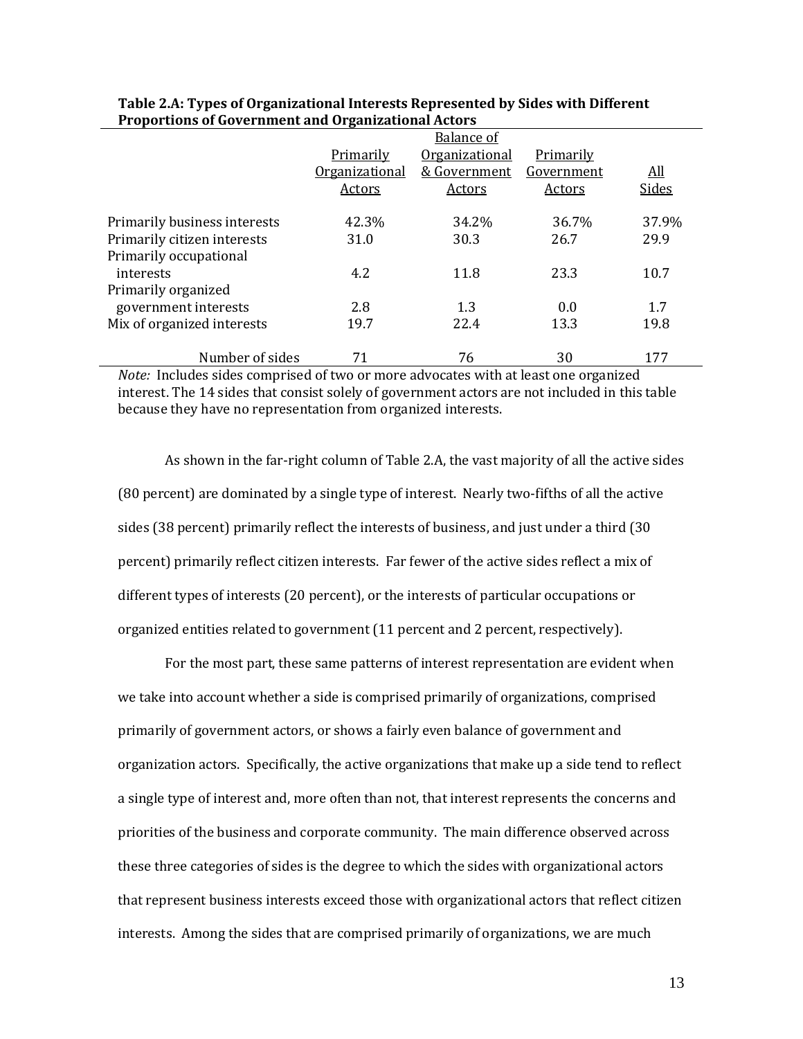**Table 2.A: Types of Organizational Interests Represented by Sides with Different Proportions of Government and Organizational Actors**

| | Primarily Organizational Actors | Balance of Organizational & Government Actors | Primarily Government Actors | All Sides |
|---|---|---|---|---|
| Primarily business interests | 42.3% | 34.2% | 36.7% | 37.9% |
| Primarily citizen interests | 31.0 | 30.3 | 26.7 | 29.9 |
| Primarily occupational interests | 4.2 | 11.8 | 23.3 | 10.7 |
| Primarily organized government interests | 2.8 | 1.3 | 0.0 | 1.7 |
| Mix of organized interests | 19.7 | 22.4 | 13.3 | 19.8 |
| Number of sides | 71 | 76 | 30 | 177 |

*Note:* Includes sides comprised of two or more advocates with at least one organized interest. The 14 sides that consist solely of government actors are not included in this table because they have no representation from organized interests.

As shown in the far-right column of Table 2.A, the vast majority of all the active sides (80 percent) are dominated by a single type of interest. Nearly two-fifths of all the active sides (38 percent) primarily reflect the interests of business, and just under a third (30 percent) primarily reflect citizen interests. Far fewer of the active sides reflect a mix of different types of interests (20 percent), or the interests of particular occupations or organized entities related to government (11 percent and 2 percent, respectively).

For the most part, these same patterns of interest representation are evident when we take into account whether a side is comprised primarily of organizations, comprised primarily of government actors, or shows a fairly even balance of government and organization actors. Specifically, the active organizations that make up a side tend to reflect a single type of interest and, more often than not, that interest represents the concerns and priorities of the business and corporate community. The main difference observed across these three categories of sides is the degree to which the sides with organizational actors that represent business interests exceed those with organizational actors that reflect citizen interests. Among the sides that are comprised primarily of organizations, we are much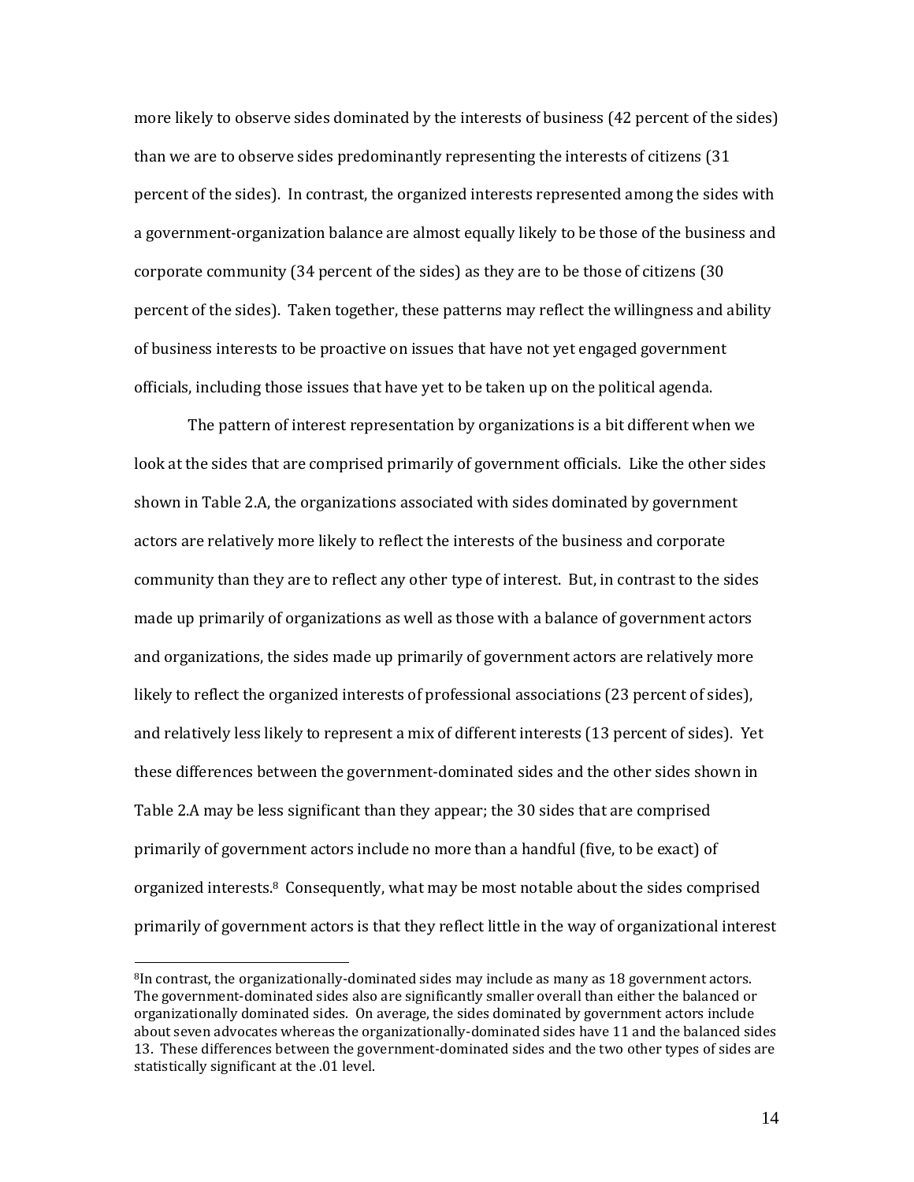more likely to observe sides dominated by the interests of business (42 percent of the sides) than we are to observe sides predominantly representing the interests of citizens (31 percent of the sides). In contrast, the organized interests represented among the sides with a government-organization balance are almost equally likely to be those of the business and corporate community (34 percent of the sides) as they are to be those of citizens (30 percent of the sides). Taken together, these patterns may reflect the willingness and ability of business interests to be proactive on issues that have not yet engaged government officials, including those issues that have yet to be taken up on the political agenda.

The pattern of interest representation by organizations is a bit different when we look at the sides that are comprised primarily of government officials. Like the other sides shown in Table 2.A, the organizations associated with sides dominated by government actors are relatively more likely to reflect the interests of the business and corporate community than they are to reflect any other type of interest. But, in contrast to the sides made up primarily of organizations as well as those with a balance of government actors and organizations, the sides made up primarily of government actors are relatively more likely to reflect the organized interests of professional associations (23 percent of sides), and relatively less likely to represent a mix of different interests (13 percent of sides). Yet these differences between the government-dominated sides and the other sides shown in Table 2.A may be less significant than they appear; the 30 sides that are comprised primarily of government actors include no more than a handful (five, to be exact) of organized interests.[8] Consequently, what may be most notable about the sides comprised primarily of government actors is that they reflect little in the way of organizational interest

[8] In contrast, the organizationally-dominated sides may include as many as 18 government actors. The government-dominated sides also are significantly smaller overall than either the balanced or organizationally dominated sides. On average, the sides dominated by government actors include about seven advocates whereas the organizationally-dominated sides have 11 and the balanced sides 13. These differences between the government-dominated sides and the two other types of sides are statistically significant at the .01 level.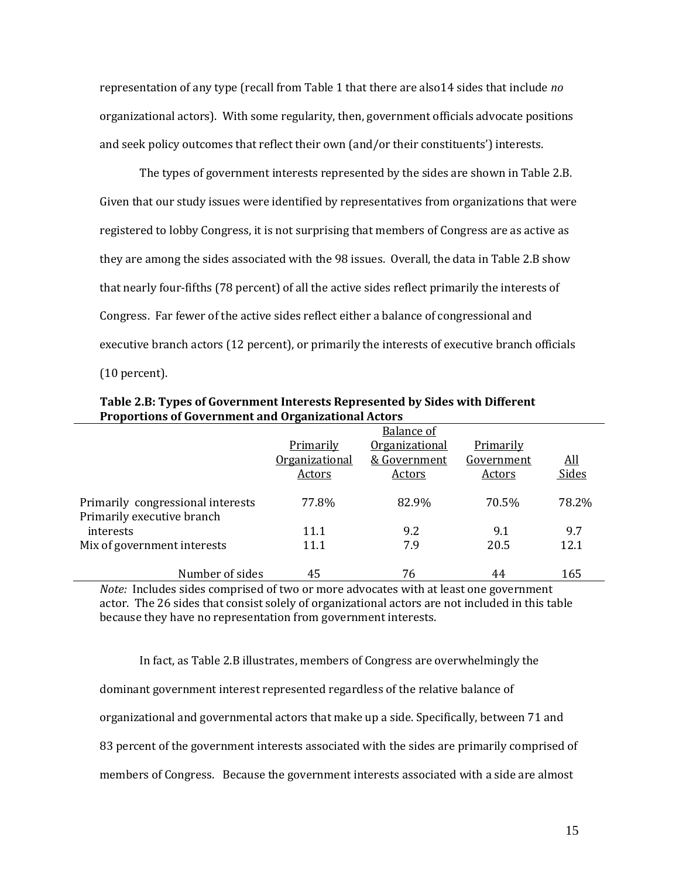representation of any type (recall from Table 1 that there are also14 sides that include *no* organizational actors). With some regularity, then, government officials advocate positions and seek policy outcomes that reflect their own (and/or their constituents') interests.

The types of government interests represented by the sides are shown in Table 2.B. Given that our study issues were identified by representatives from organizations that were registered to lobby Congress, it is not surprising that members of Congress are as active as they are among the sides associated with the 98 issues. Overall, the data in Table 2.B show that nearly four-fifths (78 percent) of all the active sides reflect primarily the interests of Congress. Far fewer of the active sides reflect either a balance of congressional and executive branch actors (12 percent), or primarily the interests of executive branch officials (10 percent).

**Table 2.B: Types of Government Interests Represented by Sides with Different Proportions of Government and Organizational Actors**

| | Primarily Organizational Actors | Balance of Organizational & Government Actors | Primarily Government Actors | All Sides |
|---|---|---|---|---|
| Primarily congressional interests | 77.8% | 82.9% | 70.5% | 78.2% |
| Primarily executive branch interests | 11.1 | 9.2 | 9.1 | 9.7 |
| Mix of government interests | 11.1 | 7.9 | 20.5 | 12.1 |
| Number of sides | 45 | 76 | 44 | 165 |

*Note:* Includes sides comprised of two or more advocates with at least one government actor. The 26 sides that consist solely of organizational actors are not included in this table because they have no representation from government interests.

In fact, as Table 2.B illustrates, members of Congress are overwhelmingly the dominant government interest represented regardless of the relative balance of organizational and governmental actors that make up a side. Specifically, between 71 and 83 percent of the government interests associated with the sides are primarily comprised of members of Congress. Because the government interests associated with a side are almost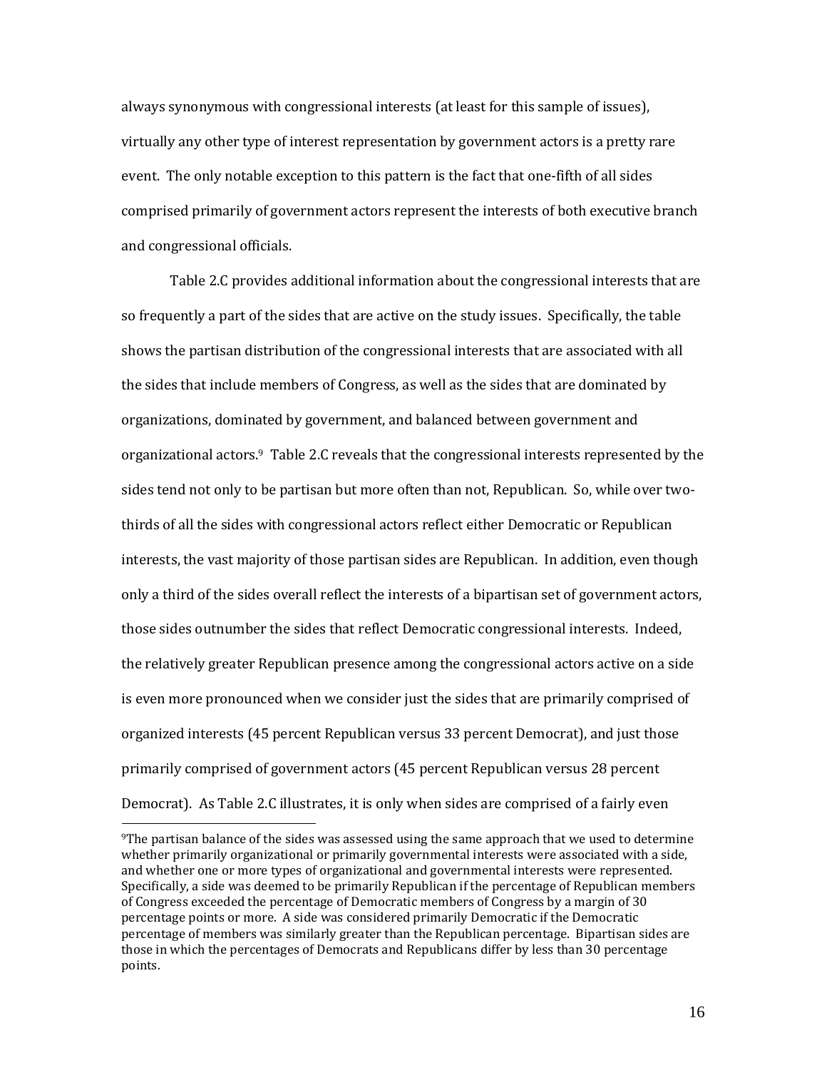always synonymous with congressional interests (at least for this sample of issues), virtually any other type of interest representation by government actors is a pretty rare event. The only notable exception to this pattern is the fact that one-fifth of all sides comprised primarily of government actors represent the interests of both executive branch and congressional officials.

Table 2.C provides additional information about the congressional interests that are so frequently a part of the sides that are active on the study issues. Specifically, the table shows the partisan distribution of the congressional interests that are associated with all the sides that include members of Congress, as well as the sides that are dominated by organizations, dominated by government, and balanced between government and organizational actors.[9] Table 2.C reveals that the congressional interests represented by the sides tend not only to be partisan but more often than not, Republican. So, while over two-thirds of all the sides with congressional actors reflect either Democratic or Republican interests, the vast majority of those partisan sides are Republican. In addition, even though only a third of the sides overall reflect the interests of a bipartisan set of government actors, those sides outnumber the sides that reflect Democratic congressional interests. Indeed, the relatively greater Republican presence among the congressional actors active on a side is even more pronounced when we consider just the sides that are primarily comprised of organized interests (45 percent Republican versus 33 percent Democrat), and just those primarily comprised of government actors (45 percent Republican versus 28 percent Democrat). As Table 2.C illustrates, it is only when sides are comprised of a fairly even

[9]The partisan balance of the sides was assessed using the same approach that we used to determine whether primarily organizational or primarily governmental interests were associated with a side, and whether one or more types of organizational and governmental interests were represented. Specifically, a side was deemed to be primarily Republican if the percentage of Republican members of Congress exceeded the percentage of Democratic members of Congress by a margin of 30 percentage points or more. A side was considered primarily Democratic if the Democratic percentage of members was similarly greater than the Republican percentage. Bipartisan sides are those in which the percentages of Democrats and Republicans differ by less than 30 percentage points.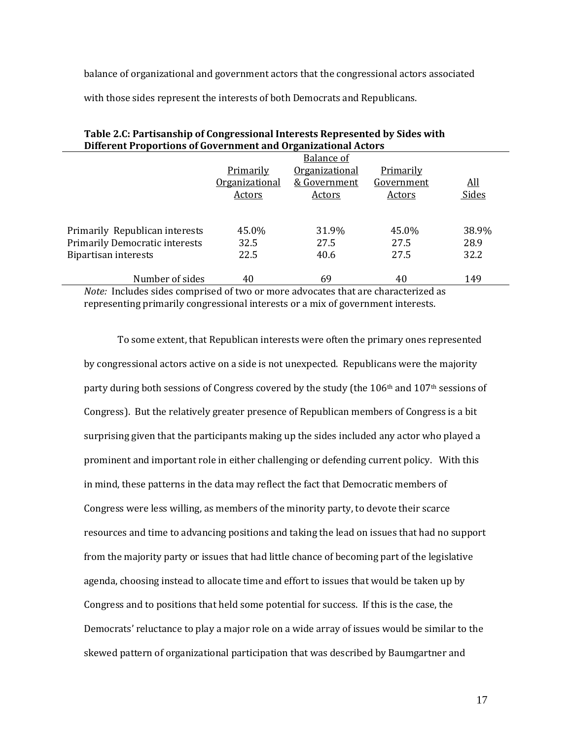balance of organizational and government actors that the congressional actors associated with those sides represent the interests of both Democrats and Republicans.

**Table 2.C: Partisanship of Congressional Interests Represented by Sides with Different Proportions of Government and Organizational Actors**

| | Primarily Organizational Actors | Balance of Organizational & Government Actors | Primarily Government Actors | All Sides |
|---|---|---|---|---|
| Primarily Republican interests | 45.0% | 31.9% | 45.0% | 38.9% |
| Primarily Democratic interests | 32.5 | 27.5 | 27.5 | 28.9 |
| Bipartisan interests | 22.5 | 40.6 | 27.5 | 32.2 |
| Number of sides | 40 | 69 | 40 | 149 |

*Note:* Includes sides comprised of two or more advocates that are characterized as representing primarily congressional interests or a mix of government interests.

To some extent, that Republican interests were often the primary ones represented by congressional actors active on a side is not unexpected. Republicans were the majority party during both sessions of Congress covered by the study (the 106th and 107th sessions of Congress). But the relatively greater presence of Republican members of Congress is a bit surprising given that the participants making up the sides included any actor who played a prominent and important role in either challenging or defending current policy. With this in mind, these patterns in the data may reflect the fact that Democratic members of Congress were less willing, as members of the minority party, to devote their scarce resources and time to advancing positions and taking the lead on issues that had no support from the majority party or issues that had little chance of becoming part of the legislative agenda, choosing instead to allocate time and effort to issues that would be taken up by Congress and to positions that held some potential for success. If this is the case, the Democrats' reluctance to play a major role on a wide array of issues would be similar to the skewed pattern of organizational participation that was described by Baumgartner and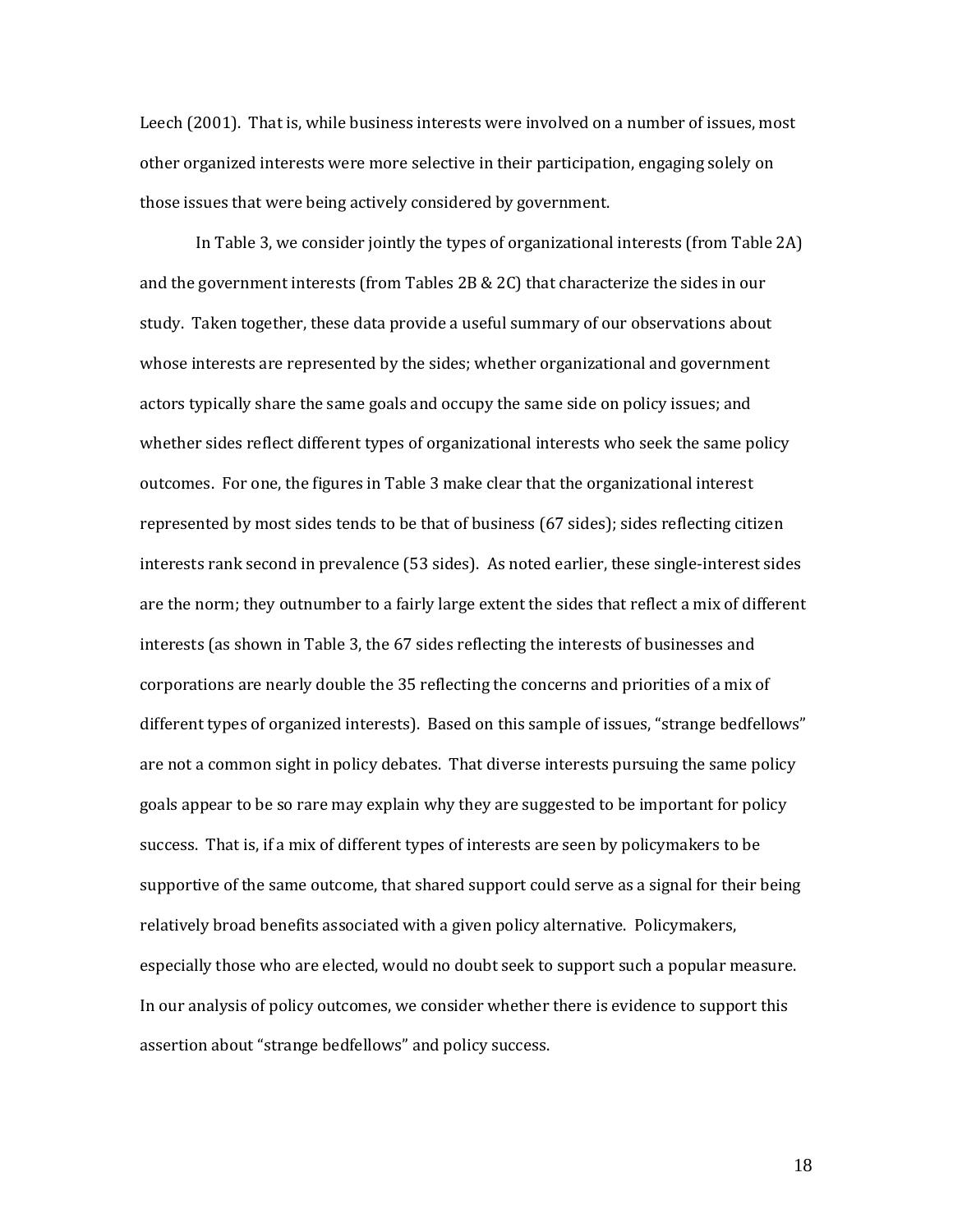Leech (2001). That is, while business interests were involved on a number of issues, most other organized interests were more selective in their participation, engaging solely on those issues that were being actively considered by government.

In Table 3, we consider jointly the types of organizational interests (from Table 2A) and the government interests (from Tables 2B & 2C) that characterize the sides in our study. Taken together, these data provide a useful summary of our observations about whose interests are represented by the sides; whether organizational and government actors typically share the same goals and occupy the same side on policy issues; and whether sides reflect different types of organizational interests who seek the same policy outcomes. For one, the figures in Table 3 make clear that the organizational interest represented by most sides tends to be that of business (67 sides); sides reflecting citizen interests rank second in prevalence (53 sides). As noted earlier, these single-interest sides are the norm; they outnumber to a fairly large extent the sides that reflect a mix of different interests (as shown in Table 3, the 67 sides reflecting the interests of businesses and corporations are nearly double the 35 reflecting the concerns and priorities of a mix of different types of organized interests). Based on this sample of issues, "strange bedfellows" are not a common sight in policy debates. That diverse interests pursuing the same policy goals appear to be so rare may explain why they are suggested to be important for policy success. That is, if a mix of different types of interests are seen by policymakers to be supportive of the same outcome, that shared support could serve as a signal for their being relatively broad benefits associated with a given policy alternative. Policymakers, especially those who are elected, would no doubt seek to support such a popular measure. In our analysis of policy outcomes, we consider whether there is evidence to support this assertion about "strange bedfellows" and policy success.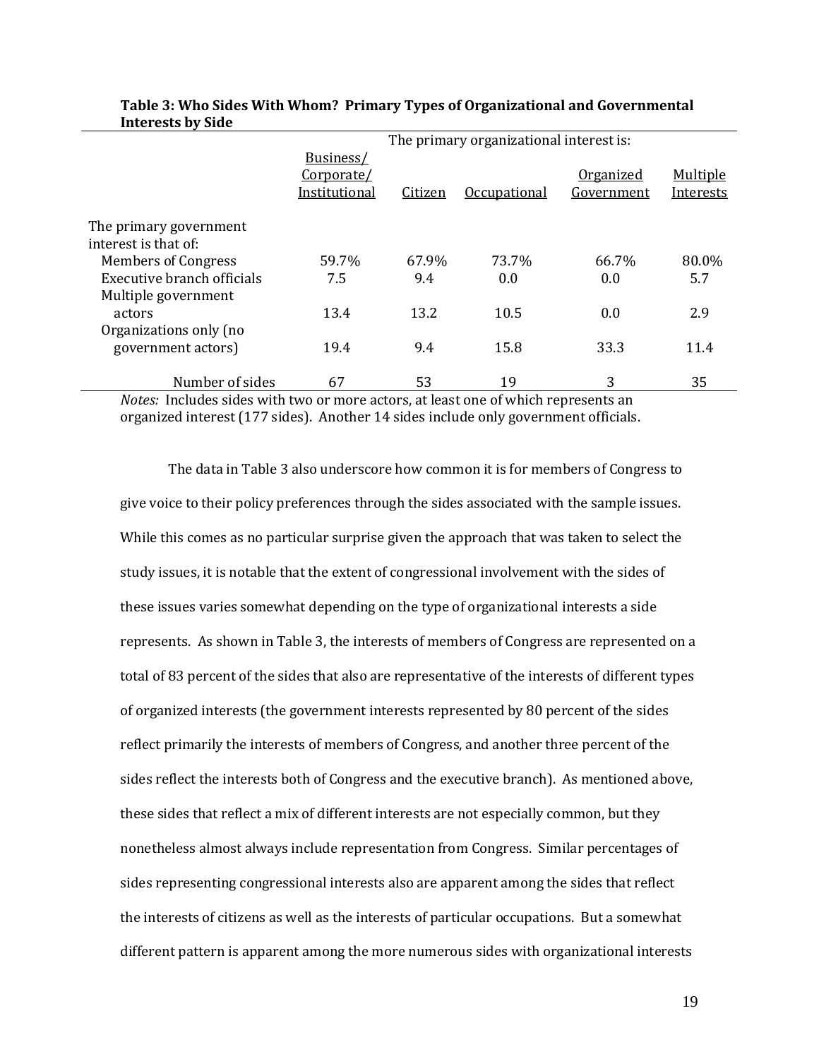**Table 3: Who Sides With Whom? Primary Types of Organizational and Governmental Interests by Side**

| | The primary organizational interest is: | | | | |
|---|---|---|---|---|---|
| | Business/ Corporate/ Institutional | Citizen | Occupational | Organized Government | Multiple Interests |
| The primary government interest is that of: | | | | | |
| Members of Congress | 59.7% | 67.9% | 73.7% | 66.7% | 80.0% |
| Executive branch officials | 7.5 | 9.4 | 0.0 | 0.0 | 5.7 |
| Multiple government actors | 13.4 | 13.2 | 10.5 | 0.0 | 2.9 |
| Organizations only (no government actors) | 19.4 | 9.4 | 15.8 | 33.3 | 11.4 |
| Number of sides | 67 | 53 | 19 | 3 | 35 |

*Notes:* Includes sides with two or more actors, at least one of which represents an organized interest (177 sides). Another 14 sides include only government officials.

The data in Table 3 also underscore how common it is for members of Congress to give voice to their policy preferences through the sides associated with the sample issues. While this comes as no particular surprise given the approach that was taken to select the study issues, it is notable that the extent of congressional involvement with the sides of these issues varies somewhat depending on the type of organizational interests a side represents. As shown in Table 3, the interests of members of Congress are represented on a total of 83 percent of the sides that also are representative of the interests of different types of organized interests (the government interests represented by 80 percent of the sides reflect primarily the interests of members of Congress, and another three percent of the sides reflect the interests both of Congress and the executive branch). As mentioned above, these sides that reflect a mix of different interests are not especially common, but they nonetheless almost always include representation from Congress. Similar percentages of sides representing congressional interests also are apparent among the sides that reflect the interests of citizens as well as the interests of particular occupations. But a somewhat different pattern is apparent among the more numerous sides with organizational interests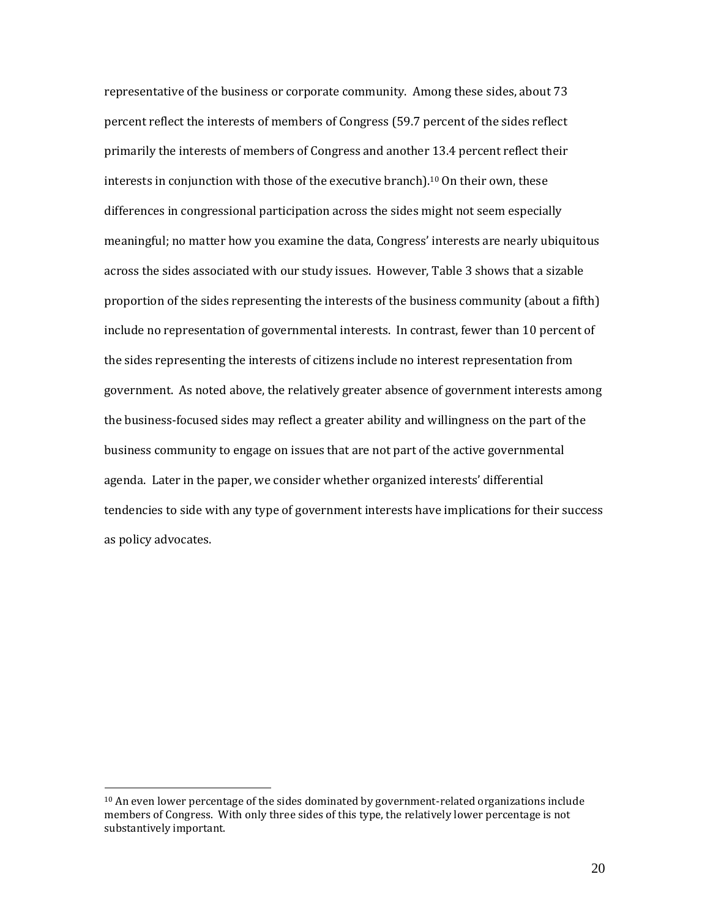representative of the business or corporate community. Among these sides, about 73 percent reflect the interests of members of Congress (59.7 percent of the sides reflect primarily the interests of members of Congress and another 13.4 percent reflect their interests in conjunction with those of the executive branch).[10] On their own, these differences in congressional participation across the sides might not seem especially meaningful; no matter how you examine the data, Congress' interests are nearly ubiquitous across the sides associated with our study issues. However, Table 3 shows that a sizable proportion of the sides representing the interests of the business community (about a fifth) include no representation of governmental interests. In contrast, fewer than 10 percent of the sides representing the interests of citizens include no interest representation from government. As noted above, the relatively greater absence of government interests among the business-focused sides may reflect a greater ability and willingness on the part of the business community to engage on issues that are not part of the active governmental agenda. Later in the paper, we consider whether organized interests' differential tendencies to side with any type of government interests have implications for their success as policy advocates.

[10] An even lower percentage of the sides dominated by government-related organizations include members of Congress. With only three sides of this type, the relatively lower percentage is not substantively important.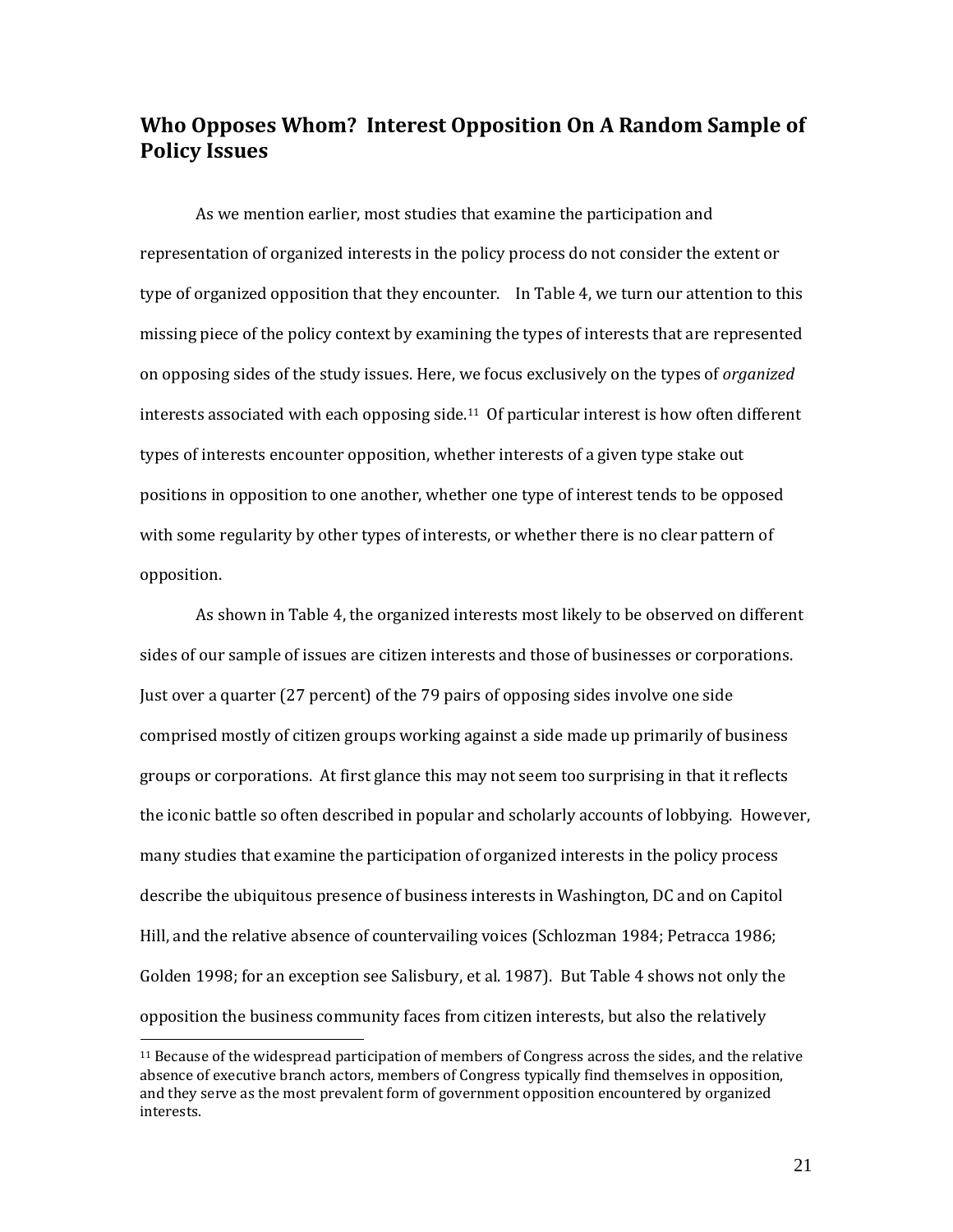## Who Opposes Whom? Interest Opposition On A Random Sample of Policy Issues

As we mention earlier, most studies that examine the participation and representation of organized interests in the policy process do not consider the extent or type of organized opposition that they encounter. In Table 4, we turn our attention to this missing piece of the policy context by examining the types of interests that are represented on opposing sides of the study issues. Here, we focus exclusively on the types of *organized* interests associated with each opposing side.[11] Of particular interest is how often different types of interests encounter opposition, whether interests of a given type stake out positions in opposition to one another, whether one type of interest tends to be opposed with some regularity by other types of interests, or whether there is no clear pattern of opposition.

As shown in Table 4, the organized interests most likely to be observed on different sides of our sample of issues are citizen interests and those of businesses or corporations. Just over a quarter (27 percent) of the 79 pairs of opposing sides involve one side comprised mostly of citizen groups working against a side made up primarily of business groups or corporations. At first glance this may not seem too surprising in that it reflects the iconic battle so often described in popular and scholarly accounts of lobbying. However, many studies that examine the participation of organized interests in the policy process describe the ubiquitous presence of business interests in Washington, DC and on Capitol Hill, and the relative absence of countervailing voices (Schlozman 1984; Petracca 1986; Golden 1998; for an exception see Salisbury, et al. 1987). But Table 4 shows not only the opposition the business community faces from citizen interests, but also the relatively

[11] Because of the widespread participation of members of Congress across the sides, and the relative absence of executive branch actors, members of Congress typically find themselves in opposition, and they serve as the most prevalent form of government opposition encountered by organized interests.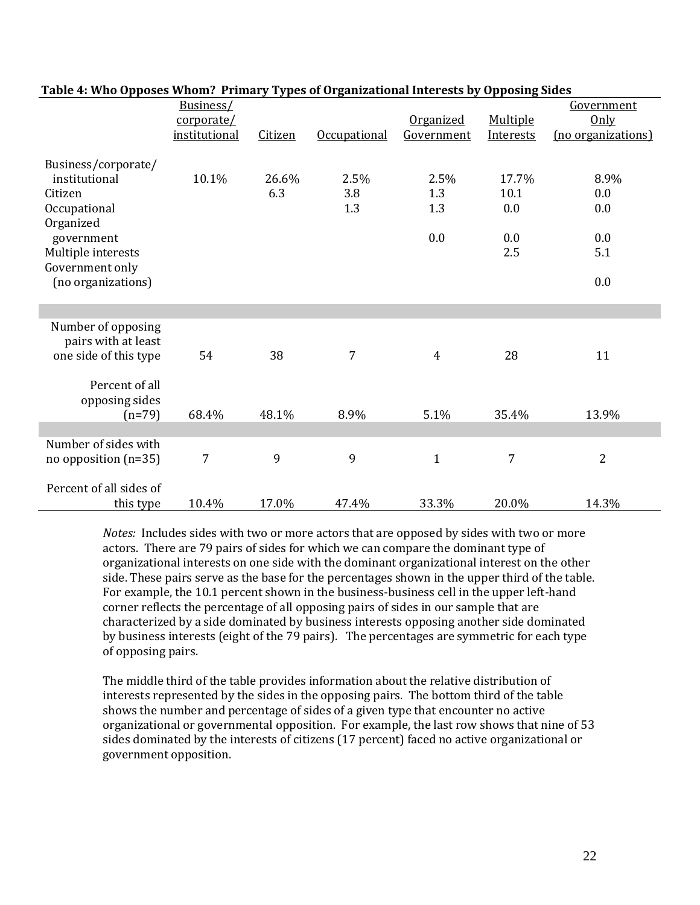**Table 4: Who Opposes Whom? Primary Types of Organizational Interests by Opposing Sides**

| | Business/ corporate/ institutional | Citizen | Occupational | Organized Government | Multiple Interests | Government Only (no organizations) |
|---|---|---|---|---|---|---|
| Business/corporate/ institutional | 10.1% | 26.6% | 2.5% | 2.5% | 17.7% | 8.9% |
| Citizen | | 6.3 | 3.8 | 1.3 | 10.1 | 0.0 |
| Occupational | | | 1.3 | 1.3 | 0.0 | 0.0 |
| Organized government | | | | 0.0 | 0.0 | 0.0 |
| Multiple interests | | | | | 2.5 | 5.1 |
| Government only (no organizations) | | | | | | 0.0 |
| | | | | | | |
| Number of opposing pairs with at least one side of this type | 54 | 38 | 7 | 4 | 28 | 11 |
| Percent of all opposing sides (n=79) | 68.4% | 48.1% | 8.9% | 5.1% | 35.4% | 13.9% |
| | | | | | | |
| Number of sides with no opposition (n=35) | 7 | 9 | 9 | 1 | 7 | 2 |
| Percent of all sides of this type | 10.4% | 17.0% | 47.4% | 33.3% | 20.0% | 14.3% |

*Notes:* Includes sides with two or more actors that are opposed by sides with two or more actors. There are 79 pairs of sides for which we can compare the dominant type of organizational interests on one side with the dominant organizational interest on the other side. These pairs serve as the base for the percentages shown in the upper third of the table. For example, the 10.1 percent shown in the business-business cell in the upper left-hand corner reflects the percentage of all opposing pairs of sides in our sample that are characterized by a side dominated by business interests opposing another side dominated by business interests (eight of the 79 pairs). The percentages are symmetric for each type of opposing pairs.

The middle third of the table provides information about the relative distribution of interests represented by the sides in the opposing pairs. The bottom third of the table shows the number and percentage of sides of a given type that encounter no active organizational or governmental opposition. For example, the last row shows that nine of 53 sides dominated by the interests of citizens (17 percent) faced no active organizational or government opposition.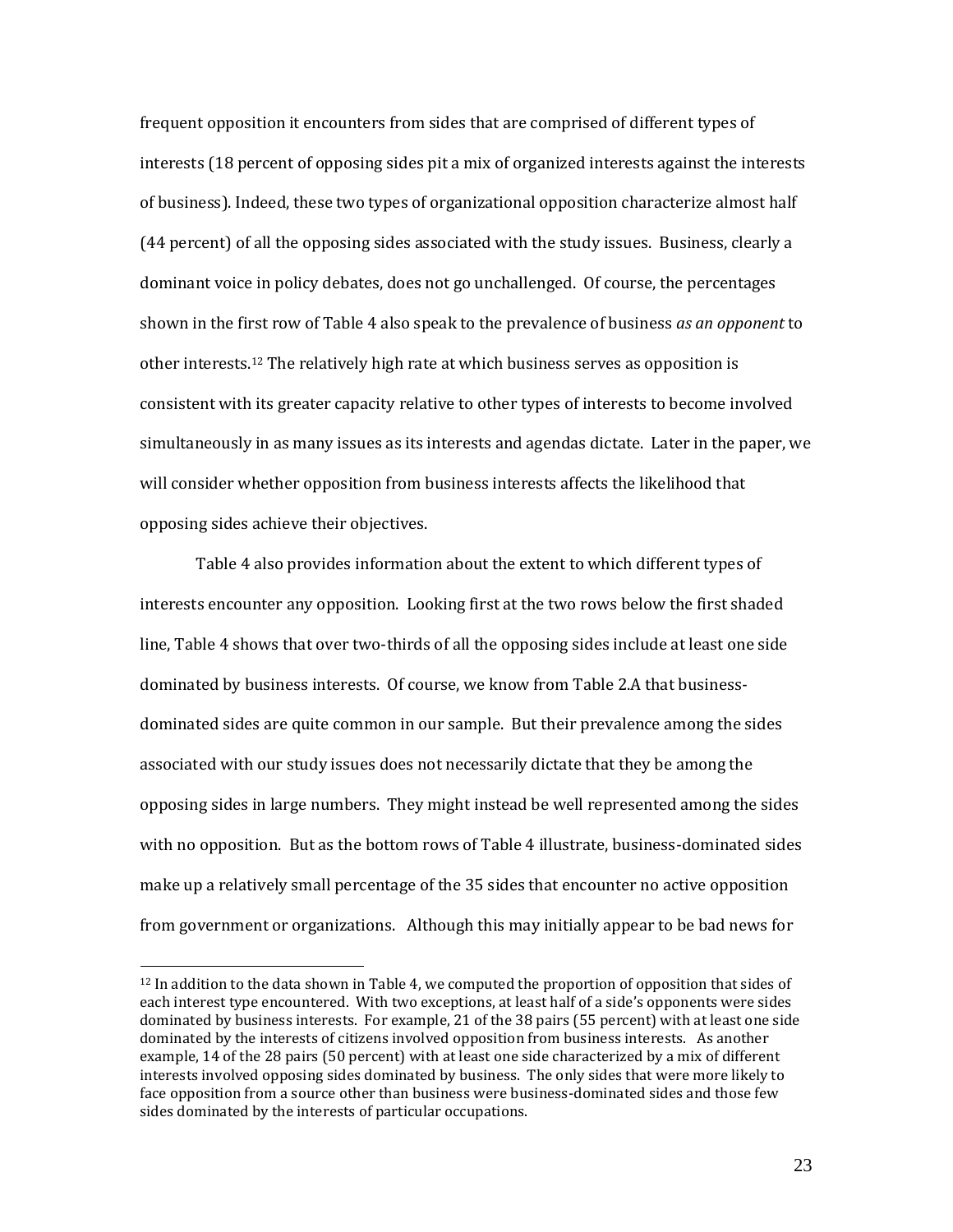frequent opposition it encounters from sides that are comprised of different types of interests (18 percent of opposing sides pit a mix of organized interests against the interests of business). Indeed, these two types of organizational opposition characterize almost half (44 percent) of all the opposing sides associated with the study issues. Business, clearly a dominant voice in policy debates, does not go unchallenged. Of course, the percentages shown in the first row of Table 4 also speak to the prevalence of business *as an opponent* to other interests.[12] The relatively high rate at which business serves as opposition is consistent with its greater capacity relative to other types of interests to become involved simultaneously in as many issues as its interests and agendas dictate. Later in the paper, we will consider whether opposition from business interests affects the likelihood that opposing sides achieve their objectives.

Table 4 also provides information about the extent to which different types of interests encounter any opposition. Looking first at the two rows below the first shaded line, Table 4 shows that over two-thirds of all the opposing sides include at least one side dominated by business interests. Of course, we know from Table 2.A that business-dominated sides are quite common in our sample. But their prevalence among the sides associated with our study issues does not necessarily dictate that they be among the opposing sides in large numbers. They might instead be well represented among the sides with no opposition. But as the bottom rows of Table 4 illustrate, business-dominated sides make up a relatively small percentage of the 35 sides that encounter no active opposition from government or organizations. Although this may initially appear to be bad news for

[12] In addition to the data shown in Table 4, we computed the proportion of opposition that sides of each interest type encountered. With two exceptions, at least half of a side's opponents were sides dominated by business interests. For example, 21 of the 38 pairs (55 percent) with at least one side dominated by the interests of citizens involved opposition from business interests. As another example, 14 of the 28 pairs (50 percent) with at least one side characterized by a mix of different interests involved opposing sides dominated by business. The only sides that were more likely to face opposition from a source other than business were business-dominated sides and those few sides dominated by the interests of particular occupations.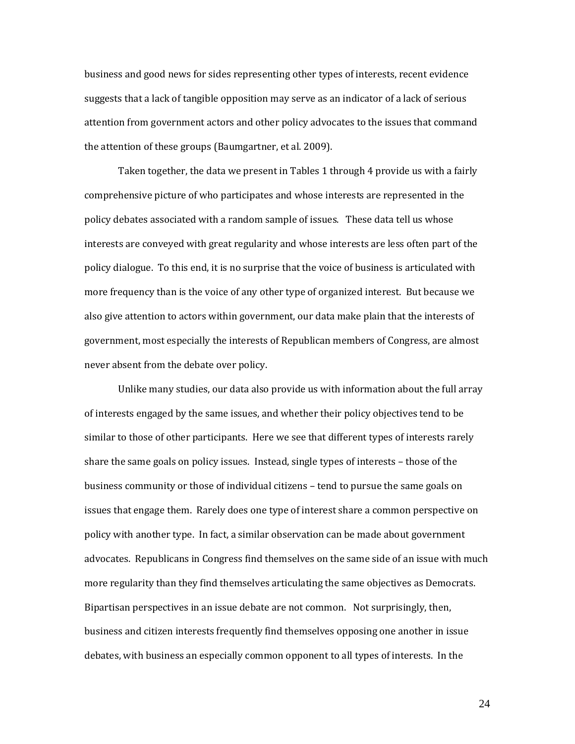business and good news for sides representing other types of interests, recent evidence suggests that a lack of tangible opposition may serve as an indicator of a lack of serious attention from government actors and other policy advocates to the issues that command the attention of these groups (Baumgartner, et al. 2009).

Taken together, the data we present in Tables 1 through 4 provide us with a fairly comprehensive picture of who participates and whose interests are represented in the policy debates associated with a random sample of issues. These data tell us whose interests are conveyed with great regularity and whose interests are less often part of the policy dialogue. To this end, it is no surprise that the voice of business is articulated with more frequency than is the voice of any other type of organized interest. But because we also give attention to actors within government, our data make plain that the interests of government, most especially the interests of Republican members of Congress, are almost never absent from the debate over policy.

Unlike many studies, our data also provide us with information about the full array of interests engaged by the same issues, and whether their policy objectives tend to be similar to those of other participants. Here we see that different types of interests rarely share the same goals on policy issues. Instead, single types of interests – those of the business community or those of individual citizens – tend to pursue the same goals on issues that engage them. Rarely does one type of interest share a common perspective on policy with another type. In fact, a similar observation can be made about government advocates. Republicans in Congress find themselves on the same side of an issue with much more regularity than they find themselves articulating the same objectives as Democrats. Bipartisan perspectives in an issue debate are not common. Not surprisingly, then, business and citizen interests frequently find themselves opposing one another in issue debates, with business an especially common opponent to all types of interests. In the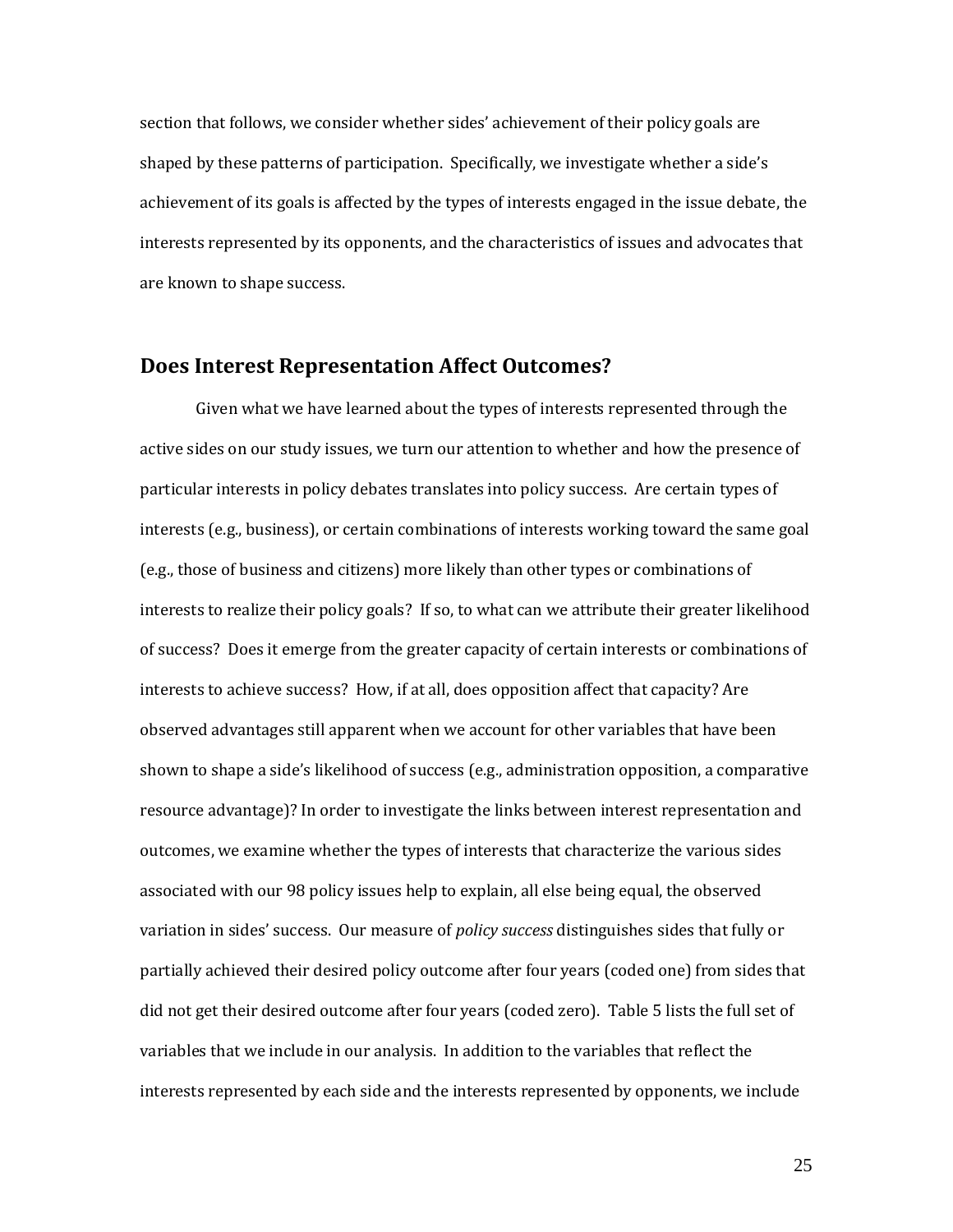section that follows, we consider whether sides' achievement of their policy goals are shaped by these patterns of participation. Specifically, we investigate whether a side's achievement of its goals is affected by the types of interests engaged in the issue debate, the interests represented by its opponents, and the characteristics of issues and advocates that are known to shape success.

## Does Interest Representation Affect Outcomes?

Given what we have learned about the types of interests represented through the active sides on our study issues, we turn our attention to whether and how the presence of particular interests in policy debates translates into policy success. Are certain types of interests (e.g., business), or certain combinations of interests working toward the same goal (e.g., those of business and citizens) more likely than other types or combinations of interests to realize their policy goals? If so, to what can we attribute their greater likelihood of success? Does it emerge from the greater capacity of certain interests or combinations of interests to achieve success? How, if at all, does opposition affect that capacity? Are observed advantages still apparent when we account for other variables that have been shown to shape a side's likelihood of success (e.g., administration opposition, a comparative resource advantage)? In order to investigate the links between interest representation and outcomes, we examine whether the types of interests that characterize the various sides associated with our 98 policy issues help to explain, all else being equal, the observed variation in sides' success. Our measure of *policy success* distinguishes sides that fully or partially achieved their desired policy outcome after four years (coded one) from sides that did not get their desired outcome after four years (coded zero). Table 5 lists the full set of variables that we include in our analysis. In addition to the variables that reflect the interests represented by each side and the interests represented by opponents, we include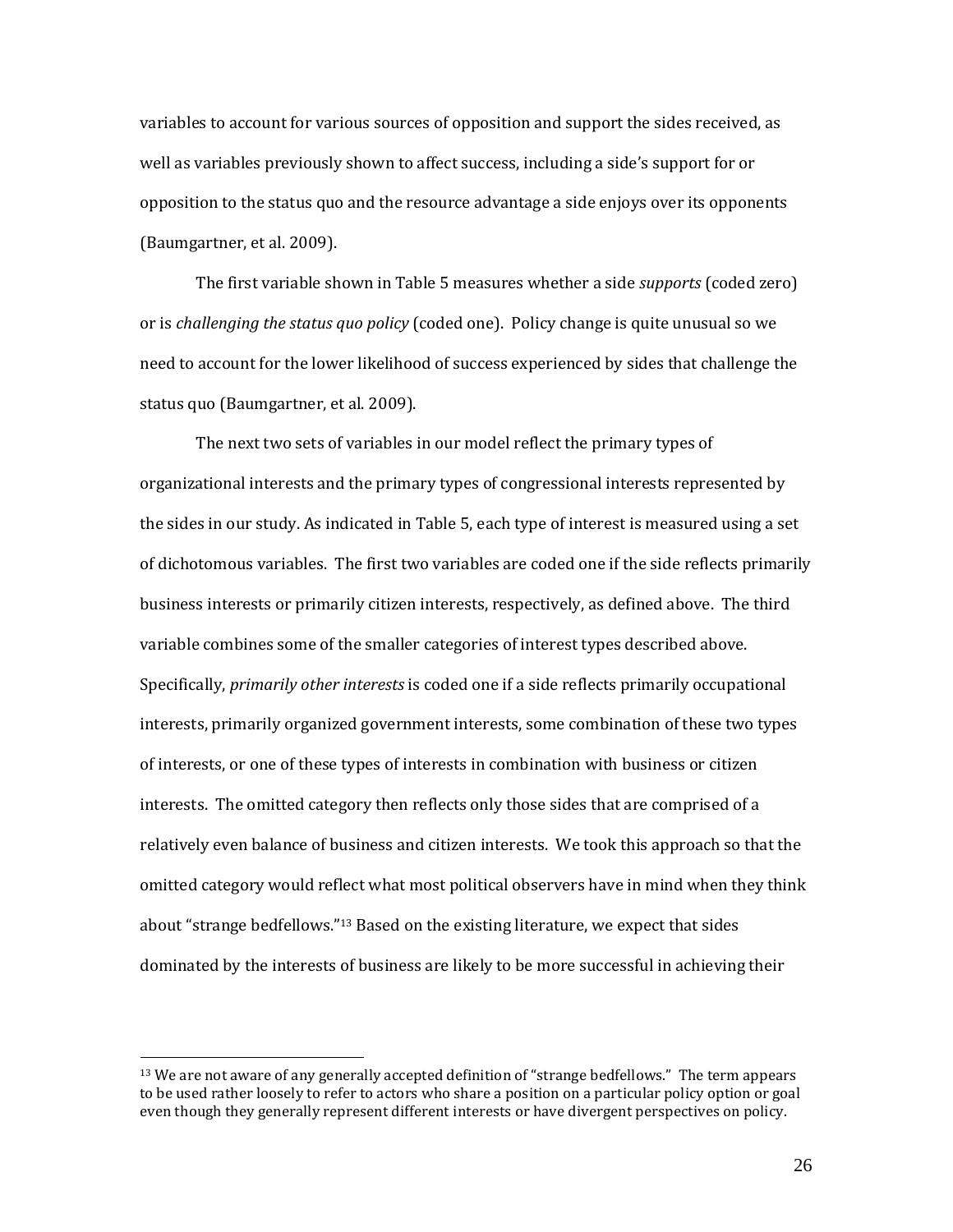variables to account for various sources of opposition and support the sides received, as well as variables previously shown to affect success, including a side's support for or opposition to the status quo and the resource advantage a side enjoys over its opponents (Baumgartner, et al. 2009).

The first variable shown in Table 5 measures whether a side *supports* (coded zero) or is *challenging the status quo policy* (coded one). Policy change is quite unusual so we need to account for the lower likelihood of success experienced by sides that challenge the status quo (Baumgartner, et al. 2009).

The next two sets of variables in our model reflect the primary types of organizational interests and the primary types of congressional interests represented by the sides in our study. As indicated in Table 5, each type of interest is measured using a set of dichotomous variables. The first two variables are coded one if the side reflects primarily business interests or primarily citizen interests, respectively, as defined above. The third variable combines some of the smaller categories of interest types described above. Specifically, *primarily other interests* is coded one if a side reflects primarily occupational interests, primarily organized government interests, some combination of these two types of interests, or one of these types of interests in combination with business or citizen interests. The omitted category then reflects only those sides that are comprised of a relatively even balance of business and citizen interests. We took this approach so that the omitted category would reflect what most political observers have in mind when they think about "strange bedfellows."[13] Based on the existing literature, we expect that sides dominated by the interests of business are likely to be more successful in achieving their

---

[13] We are not aware of any generally accepted definition of "strange bedfellows." The term appears to be used rather loosely to refer to actors who share a position on a particular policy option or goal even though they generally represent different interests or have divergent perspectives on policy.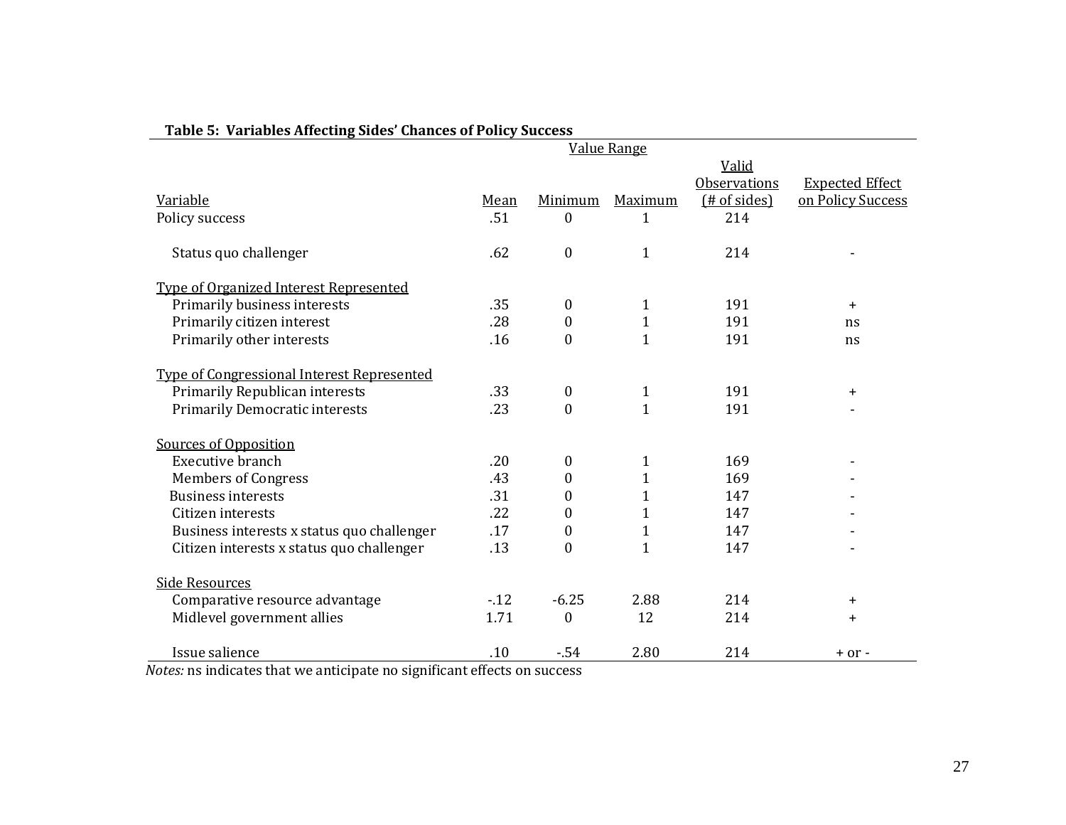**Table 5: Variables Affecting Sides' Chances of Policy Success**

| Variable | Mean | Minimum | Maximum | Valid Observations (# of sides) | Expected Effect on Policy Success |
|---|---|---|---|---|---|
| | Value Range | | | | |
| Policy success | .51 | 0 | 1 | 214 | |
| Status quo challenger | .62 | 0 | 1 | 214 | - |
| Type of Organized Interest Represented | | | | | |
| Primarily business interests | .35 | 0 | 1 | 191 | + |
| Primarily citizen interest | .28 | 0 | 1 | 191 | ns |
| Primarily other interests | .16 | 0 | 1 | 191 | ns |
| Type of Congressional Interest Represented | | | | | |
| Primarily Republican interests | .33 | 0 | 1 | 191 | + |
| Primarily Democratic interests | .23 | 0 | 1 | 191 | - |
| Sources of Opposition | | | | | |
| Executive branch | .20 | 0 | 1 | 169 | - |
| Members of Congress | .43 | 0 | 1 | 169 | - |
| Business interests | .31 | 0 | 1 | 147 | - |
| Citizen interests | .22 | 0 | 1 | 147 | - |
| Business interests x status quo challenger | .17 | 0 | 1 | 147 | - |
| Citizen interests x status quo challenger | .13 | 0 | 1 | 147 | - |
| Side Resources | | | | | |
| Comparative resource advantage | -.12 | -6.25 | 2.88 | 214 | + |
| Midlevel government allies | 1.71 | 0 | 12 | 214 | + |
| Issue salience | .10 | -.54 | 2.80 | 214 | + or - |

*Notes:* ns indicates that we anticipate no significant effects on success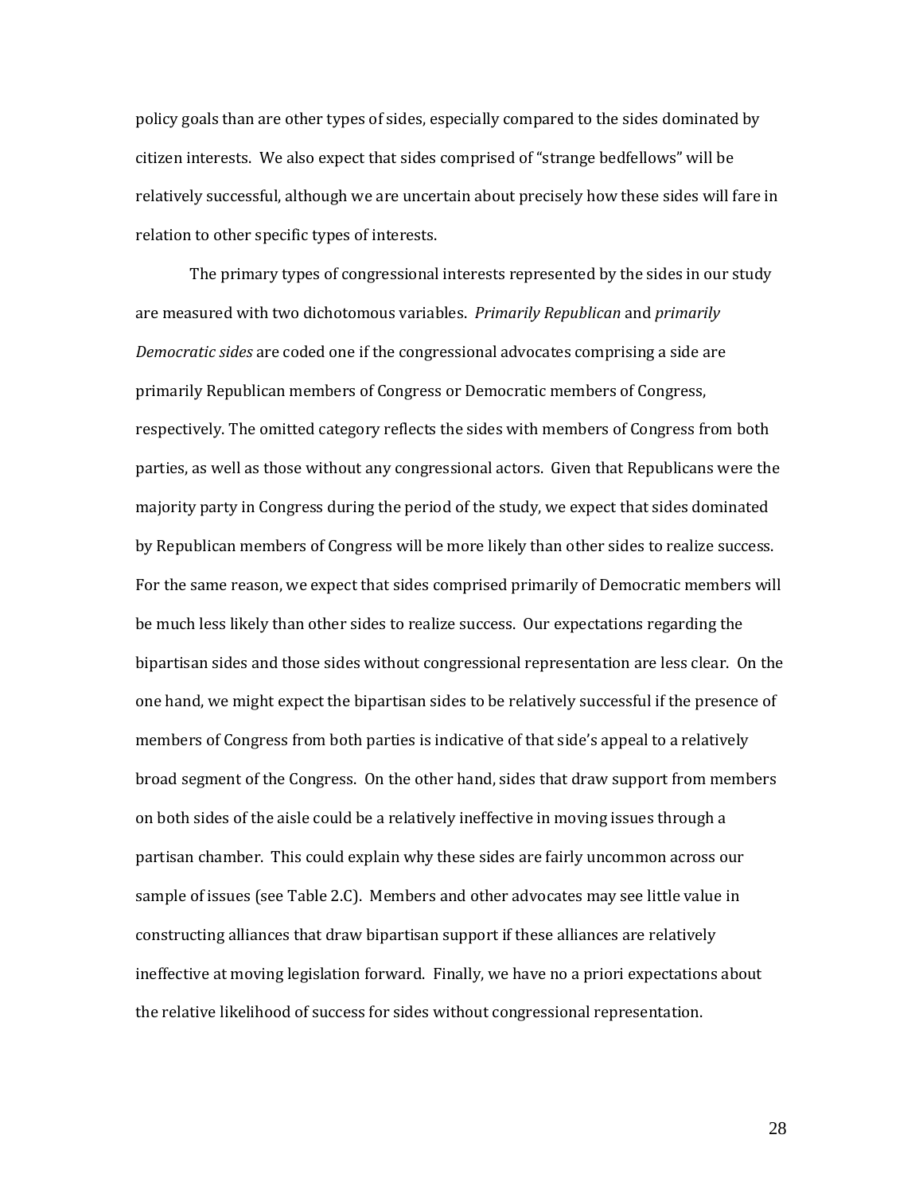policy goals than are other types of sides, especially compared to the sides dominated by citizen interests. We also expect that sides comprised of "strange bedfellows" will be relatively successful, although we are uncertain about precisely how these sides will fare in relation to other specific types of interests.

The primary types of congressional interests represented by the sides in our study are measured with two dichotomous variables. *Primarily Republican* and *primarily Democratic sides* are coded one if the congressional advocates comprising a side are primarily Republican members of Congress or Democratic members of Congress, respectively. The omitted category reflects the sides with members of Congress from both parties, as well as those without any congressional actors. Given that Republicans were the majority party in Congress during the period of the study, we expect that sides dominated by Republican members of Congress will be more likely than other sides to realize success. For the same reason, we expect that sides comprised primarily of Democratic members will be much less likely than other sides to realize success. Our expectations regarding the bipartisan sides and those sides without congressional representation are less clear. On the one hand, we might expect the bipartisan sides to be relatively successful if the presence of members of Congress from both parties is indicative of that side's appeal to a relatively broad segment of the Congress. On the other hand, sides that draw support from members on both sides of the aisle could be a relatively ineffective in moving issues through a partisan chamber. This could explain why these sides are fairly uncommon across our sample of issues (see Table 2.C). Members and other advocates may see little value in constructing alliances that draw bipartisan support if these alliances are relatively ineffective at moving legislation forward. Finally, we have no a priori expectations about the relative likelihood of success for sides without congressional representation.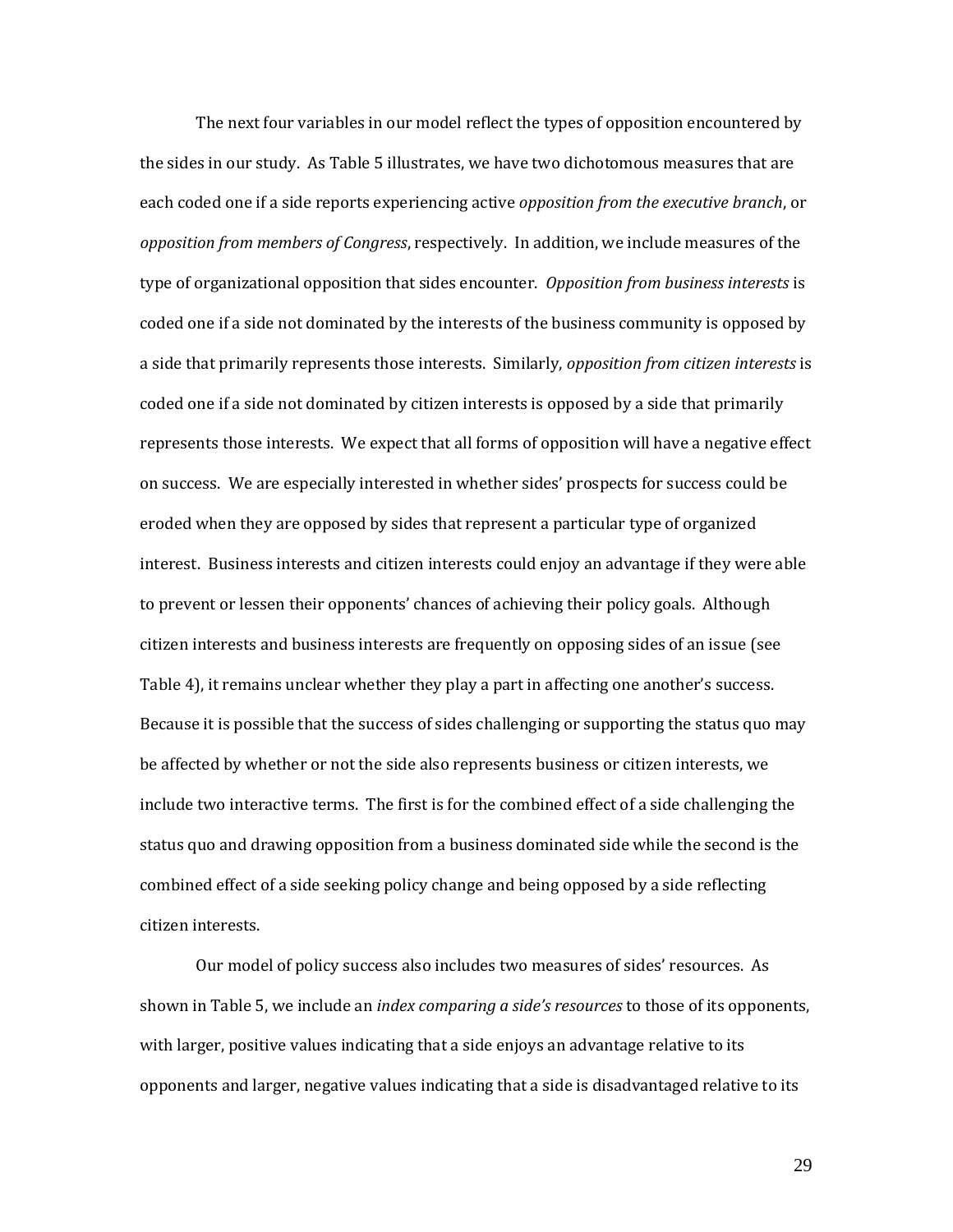The next four variables in our model reflect the types of opposition encountered by the sides in our study. As Table 5 illustrates, we have two dichotomous measures that are each coded one if a side reports experiencing active *opposition from the executive branch*, or *opposition from members of Congress*, respectively. In addition, we include measures of the type of organizational opposition that sides encounter. *Opposition from business interests* is coded one if a side not dominated by the interests of the business community is opposed by a side that primarily represents those interests. Similarly, *opposition from citizen interests* is coded one if a side not dominated by citizen interests is opposed by a side that primarily represents those interests. We expect that all forms of opposition will have a negative effect on success. We are especially interested in whether sides' prospects for success could be eroded when they are opposed by sides that represent a particular type of organized interest. Business interests and citizen interests could enjoy an advantage if they were able to prevent or lessen their opponents' chances of achieving their policy goals. Although citizen interests and business interests are frequently on opposing sides of an issue (see Table 4), it remains unclear whether they play a part in affecting one another's success. Because it is possible that the success of sides challenging or supporting the status quo may be affected by whether or not the side also represents business or citizen interests, we include two interactive terms. The first is for the combined effect of a side challenging the status quo and drawing opposition from a business dominated side while the second is the combined effect of a side seeking policy change and being opposed by a side reflecting citizen interests.

Our model of policy success also includes two measures of sides' resources. As shown in Table 5, we include an *index comparing a side's resources* to those of its opponents, with larger, positive values indicating that a side enjoys an advantage relative to its opponents and larger, negative values indicating that a side is disadvantaged relative to its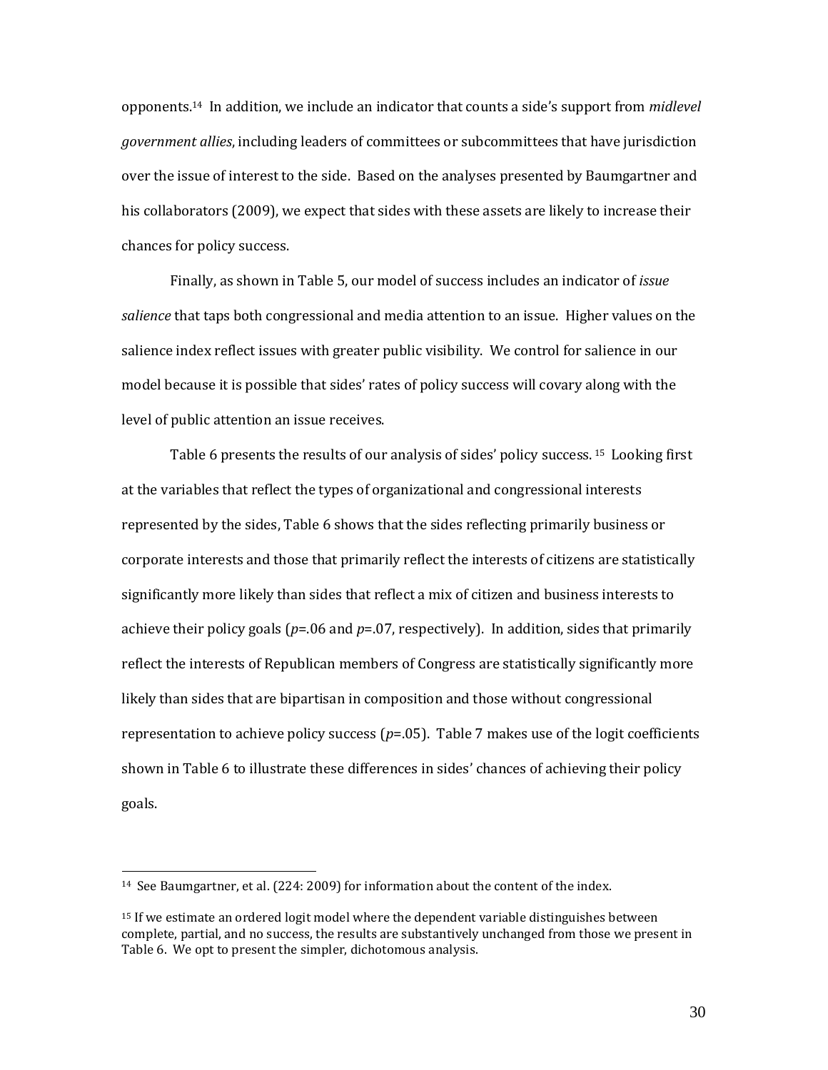opponents.[14] In addition, we include an indicator that counts a side's support from *midlevel government allies*, including leaders of committees or subcommittees that have jurisdiction over the issue of interest to the side. Based on the analyses presented by Baumgartner and his collaborators (2009), we expect that sides with these assets are likely to increase their chances for policy success.

Finally, as shown in Table 5, our model of success includes an indicator of *issue salience* that taps both congressional and media attention to an issue. Higher values on the salience index reflect issues with greater public visibility. We control for salience in our model because it is possible that sides' rates of policy success will covary along with the level of public attention an issue receives.

Table 6 presents the results of our analysis of sides' policy success.[15] Looking first at the variables that reflect the types of organizational and congressional interests represented by the sides, Table 6 shows that the sides reflecting primarily business or corporate interests and those that primarily reflect the interests of citizens are statistically significantly more likely than sides that reflect a mix of citizen and business interests to achieve their policy goals ($p$=.06 and $p$=.07, respectively). In addition, sides that primarily reflect the interests of Republican members of Congress are statistically significantly more likely than sides that are bipartisan in composition and those without congressional representation to achieve policy success ($p$=.05). Table 7 makes use of the logit coefficients shown in Table 6 to illustrate these differences in sides' chances of achieving their policy goals.

---

[14] See Baumgartner, et al. (224: 2009) for information about the content of the index.

[15] If we estimate an ordered logit model where the dependent variable distinguishes between complete, partial, and no success, the results are substantively unchanged from those we present in Table 6. We opt to present the simpler, dichotomous analysis.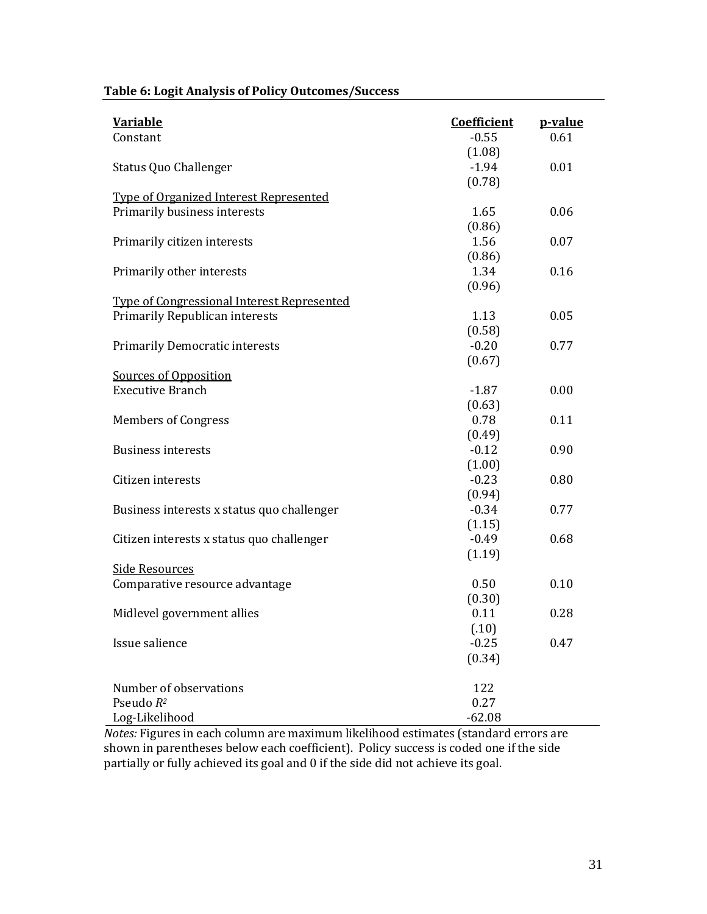**Table 6: Logit Analysis of Policy Outcomes/Success**

| Variable | Coefficient | p-value |
|---|---|---|
| Constant | -0.55 | 0.61 |
| | (1.08) | |
| Status Quo Challenger | -1.94 | 0.01 |
| | (0.78) | |
| Type of Organized Interest Represented | | |
| Primarily business interests | 1.65 | 0.06 |
| | (0.86) | |
| Primarily citizen interests | 1.56 | 0.07 |
| | (0.86) | |
| Primarily other interests | 1.34 | 0.16 |
| | (0.96) | |
| Type of Congressional Interest Represented | | |
| Primarily Republican interests | 1.13 | 0.05 |
| | (0.58) | |
| Primarily Democratic interests | -0.20 | 0.77 |
| | (0.67) | |
| Sources of Opposition | | |
| Executive Branch | -1.87 | 0.00 |
| | (0.63) | |
| Members of Congress | 0.78 | 0.11 |
| | (0.49) | |
| Business interests | -0.12 | 0.90 |
| | (1.00) | |
| Citizen interests | -0.23 | 0.80 |
| | (0.94) | |
| Business interests x status quo challenger | -0.34 | 0.77 |
| | (1.15) | |
| Citizen interests x status quo challenger | -0.49 | 0.68 |
| | (1.19) | |
| Side Resources | | |
| Comparative resource advantage | 0.50 | 0.10 |
| | (0.30) | |
| Midlevel government allies | 0.11 | 0.28 |
| | (.10) | |
| Issue salience | -0.25 | 0.47 |
| | (0.34) | |
| Number of observations | 122 | |
| Pseudo $R^2$ | 0.27 | |
| Log-Likelihood | -62.08 | |

*Notes:* Figures in each column are maximum likelihood estimates (standard errors are shown in parentheses below each coefficient). Policy success is coded one if the side partially or fully achieved its goal and 0 if the side did not achieve its goal.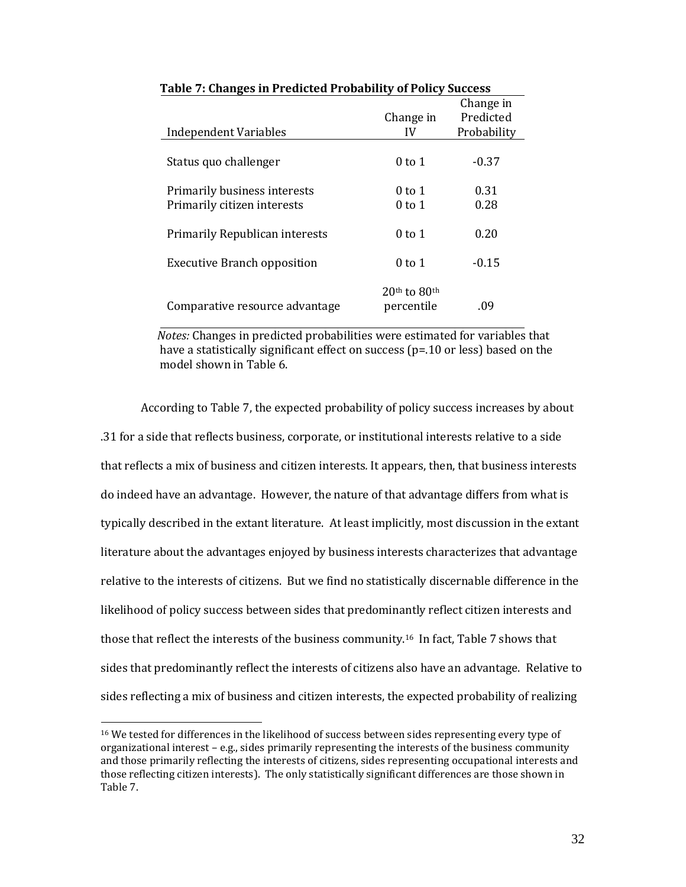**Table 7: Changes in Predicted Probability of Policy Success**

| Independent Variables | Change in IV | Change in Predicted Probability |
|---|---|---|
| Status quo challenger | 0 to 1 | -0.37 |
| Primarily business interests | 0 to 1 | 0.31 |
| Primarily citizen interests | 0 to 1 | 0.28 |
| Primarily Republican interests | 0 to 1 | 0.20 |
| Executive Branch opposition | 0 to 1 | -0.15 |
| Comparative resource advantage | 20th to 80th percentile | .09 |

*Notes:* Changes in predicted probabilities were estimated for variables that have a statistically significant effect on success (p=.10 or less) based on the model shown in Table 6.

According to Table 7, the expected probability of policy success increases by about .31 for a side that reflects business, corporate, or institutional interests relative to a side that reflects a mix of business and citizen interests. It appears, then, that business interests do indeed have an advantage. However, the nature of that advantage differs from what is typically described in the extant literature. At least implicitly, most discussion in the extant literature about the advantages enjoyed by business interests characterizes that advantage relative to the interests of citizens. But we find no statistically discernable difference in the likelihood of policy success between sides that predominantly reflect citizen interests and those that reflect the interests of the business community.[16] In fact, Table 7 shows that sides that predominantly reflect the interests of citizens also have an advantage. Relative to sides reflecting a mix of business and citizen interests, the expected probability of realizing

[16] We tested for differences in the likelihood of success between sides representing every type of organizational interest – e.g., sides primarily representing the interests of the business community and those primarily reflecting the interests of citizens, sides representing occupational interests and those reflecting citizen interests). The only statistically significant differences are those shown in Table 7.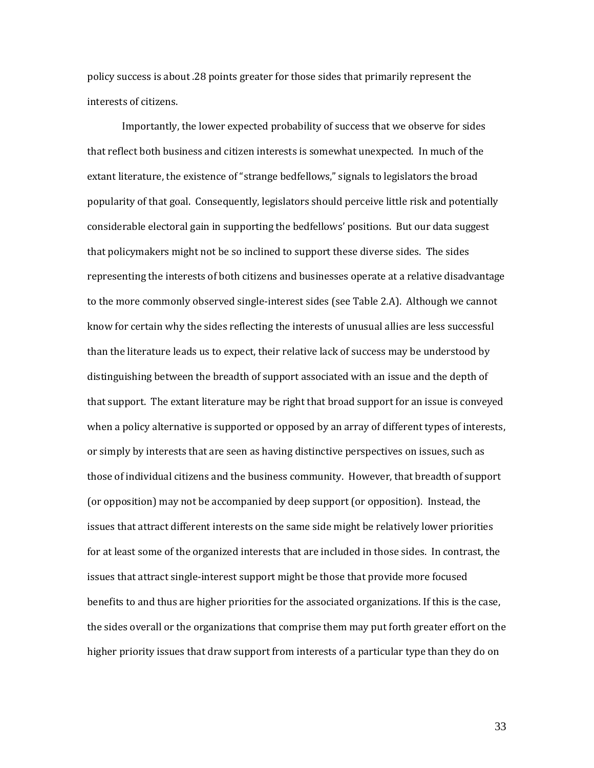policy success is about .28 points greater for those sides that primarily represent the interests of citizens.

Importantly, the lower expected probability of success that we observe for sides that reflect both business and citizen interests is somewhat unexpected. In much of the extant literature, the existence of "strange bedfellows," signals to legislators the broad popularity of that goal. Consequently, legislators should perceive little risk and potentially considerable electoral gain in supporting the bedfellows' positions. But our data suggest that policymakers might not be so inclined to support these diverse sides. The sides representing the interests of both citizens and businesses operate at a relative disadvantage to the more commonly observed single-interest sides (see Table 2.A). Although we cannot know for certain why the sides reflecting the interests of unusual allies are less successful than the literature leads us to expect, their relative lack of success may be understood by distinguishing between the breadth of support associated with an issue and the depth of that support. The extant literature may be right that broad support for an issue is conveyed when a policy alternative is supported or opposed by an array of different types of interests, or simply by interests that are seen as having distinctive perspectives on issues, such as those of individual citizens and the business community. However, that breadth of support (or opposition) may not be accompanied by deep support (or opposition). Instead, the issues that attract different interests on the same side might be relatively lower priorities for at least some of the organized interests that are included in those sides. In contrast, the issues that attract single-interest support might be those that provide more focused benefits to and thus are higher priorities for the associated organizations. If this is the case, the sides overall or the organizations that comprise them may put forth greater effort on the higher priority issues that draw support from interests of a particular type than they do on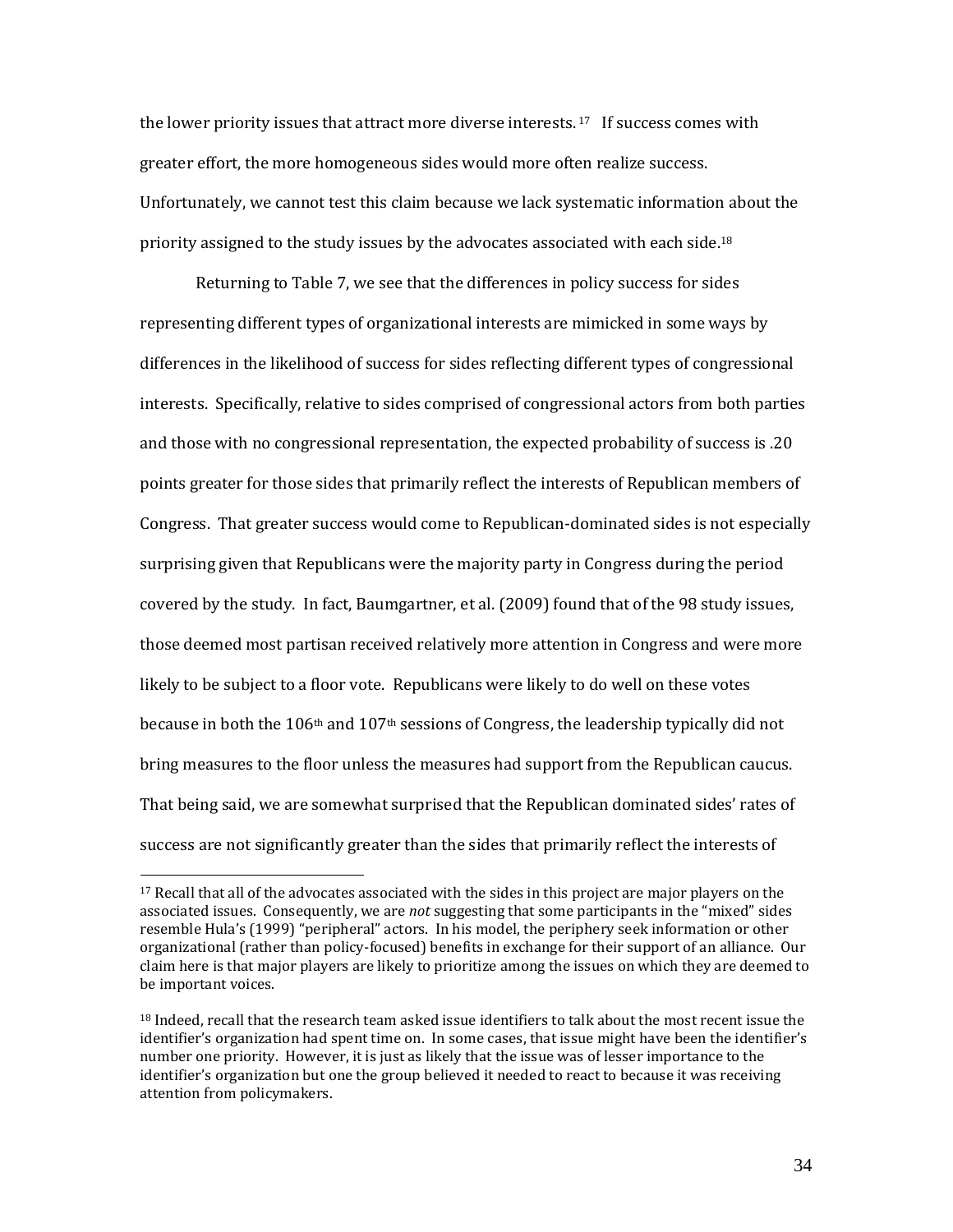the lower priority issues that attract more diverse interests.[17] If success comes with greater effort, the more homogeneous sides would more often realize success. Unfortunately, we cannot test this claim because we lack systematic information about the priority assigned to the study issues by the advocates associated with each side.[18]

Returning to Table 7, we see that the differences in policy success for sides representing different types of organizational interests are mimicked in some ways by differences in the likelihood of success for sides reflecting different types of congressional interests. Specifically, relative to sides comprised of congressional actors from both parties and those with no congressional representation, the expected probability of success is .20 points greater for those sides that primarily reflect the interests of Republican members of Congress. That greater success would come to Republican-dominated sides is not especially surprising given that Republicans were the majority party in Congress during the period covered by the study. In fact, Baumgartner, et al. (2009) found that of the 98 study issues, those deemed most partisan received relatively more attention in Congress and were more likely to be subject to a floor vote. Republicans were likely to do well on these votes because in both the 106th and 107th sessions of Congress, the leadership typically did not bring measures to the floor unless the measures had support from the Republican caucus. That being said, we are somewhat surprised that the Republican dominated sides' rates of success are not significantly greater than the sides that primarily reflect the interests of

[17] Recall that all of the advocates associated with the sides in this project are major players on the associated issues. Consequently, we are *not* suggesting that some participants in the "mixed" sides resemble Hula's (1999) "peripheral" actors. In his model, the periphery seek information or other organizational (rather than policy-focused) benefits in exchange for their support of an alliance. Our claim here is that major players are likely to prioritize among the issues on which they are deemed to be important voices.

[18] Indeed, recall that the research team asked issue identifiers to talk about the most recent issue the identifier's organization had spent time on. In some cases, that issue might have been the identifier's number one priority. However, it is just as likely that the issue was of lesser importance to the identifier's organization but one the group believed it needed to react to because it was receiving attention from policymakers.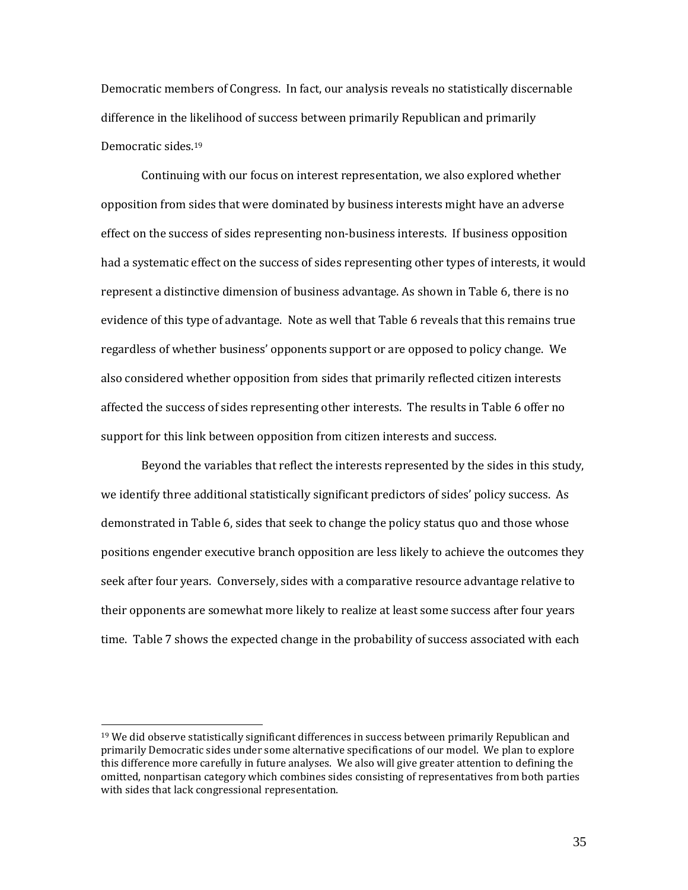Democratic members of Congress. In fact, our analysis reveals no statistically discernable difference in the likelihood of success between primarily Republican and primarily Democratic sides.[19]

Continuing with our focus on interest representation, we also explored whether opposition from sides that were dominated by business interests might have an adverse effect on the success of sides representing non-business interests. If business opposition had a systematic effect on the success of sides representing other types of interests, it would represent a distinctive dimension of business advantage. As shown in Table 6, there is no evidence of this type of advantage. Note as well that Table 6 reveals that this remains true regardless of whether business' opponents support or are opposed to policy change. We also considered whether opposition from sides that primarily reflected citizen interests affected the success of sides representing other interests. The results in Table 6 offer no support for this link between opposition from citizen interests and success.

Beyond the variables that reflect the interests represented by the sides in this study, we identify three additional statistically significant predictors of sides' policy success. As demonstrated in Table 6, sides that seek to change the policy status quo and those whose positions engender executive branch opposition are less likely to achieve the outcomes they seek after four years. Conversely, sides with a comparative resource advantage relative to their opponents are somewhat more likely to realize at least some success after four years time. Table 7 shows the expected change in the probability of success associated with each

[19] We did observe statistically significant differences in success between primarily Republican and primarily Democratic sides under some alternative specifications of our model. We plan to explore this difference more carefully in future analyses. We also will give greater attention to defining the omitted, nonpartisan category which combines sides consisting of representatives from both parties with sides that lack congressional representation.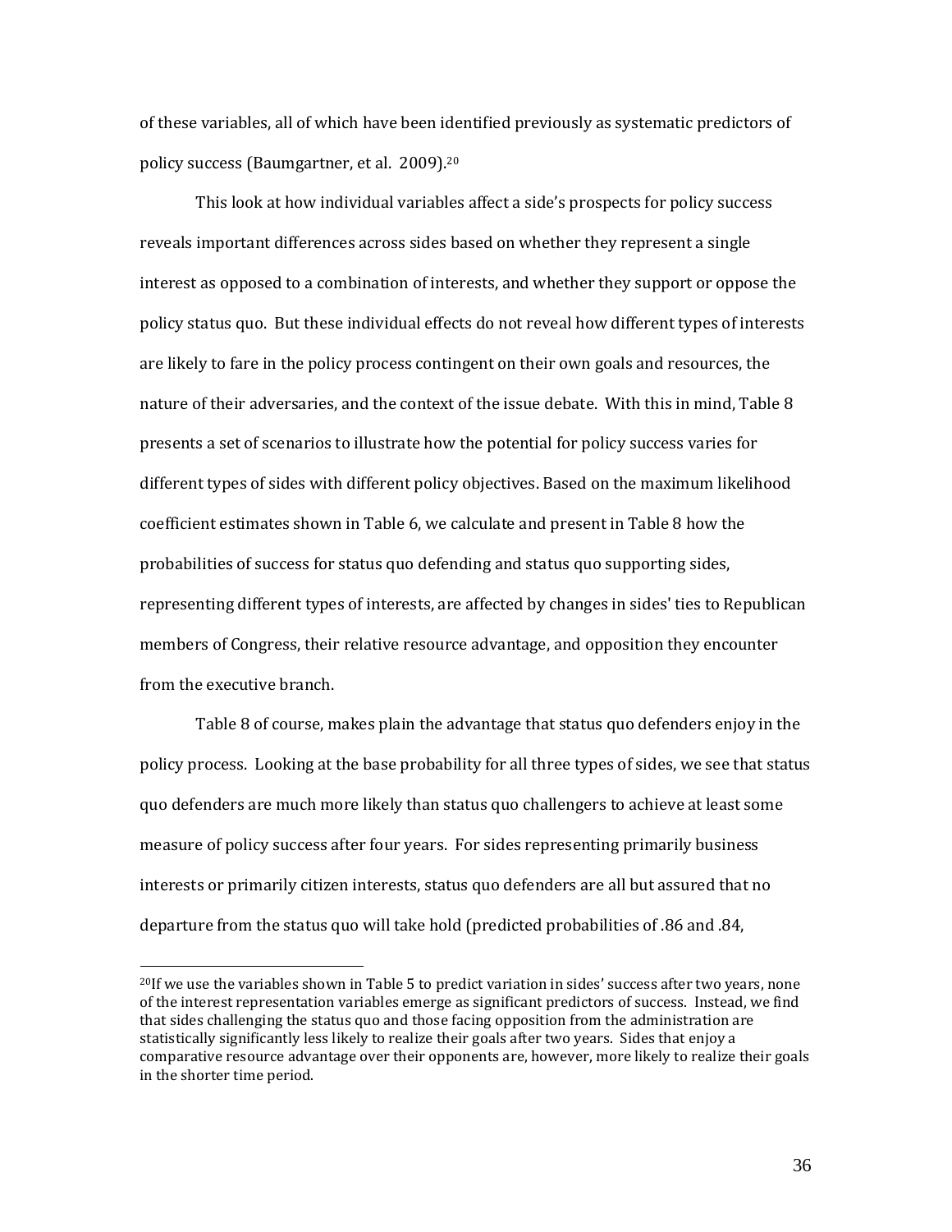of these variables, all of which have been identified previously as systematic predictors of policy success (Baumgartner, et al. 2009).[20]

This look at how individual variables affect a side's prospects for policy success reveals important differences across sides based on whether they represent a single interest as opposed to a combination of interests, and whether they support or oppose the policy status quo. But these individual effects do not reveal how different types of interests are likely to fare in the policy process contingent on their own goals and resources, the nature of their adversaries, and the context of the issue debate. With this in mind, Table 8 presents a set of scenarios to illustrate how the potential for policy success varies for different types of sides with different policy objectives. Based on the maximum likelihood coefficient estimates shown in Table 6, we calculate and present in Table 8 how the probabilities of success for status quo defending and status quo supporting sides, representing different types of interests, are affected by changes in sides' ties to Republican members of Congress, their relative resource advantage, and opposition they encounter from the executive branch.

Table 8 of course, makes plain the advantage that status quo defenders enjoy in the policy process. Looking at the base probability for all three types of sides, we see that status quo defenders are much more likely than status quo challengers to achieve at least some measure of policy success after four years. For sides representing primarily business interests or primarily citizen interests, status quo defenders are all but assured that no departure from the status quo will take hold (predicted probabilities of .86 and .84,

[20] If we use the variables shown in Table 5 to predict variation in sides' success after two years, none of the interest representation variables emerge as significant predictors of success. Instead, we find that sides challenging the status quo and those facing opposition from the administration are statistically significantly less likely to realize their goals after two years. Sides that enjoy a comparative resource advantage over their opponents are, however, more likely to realize their goals in the shorter time period.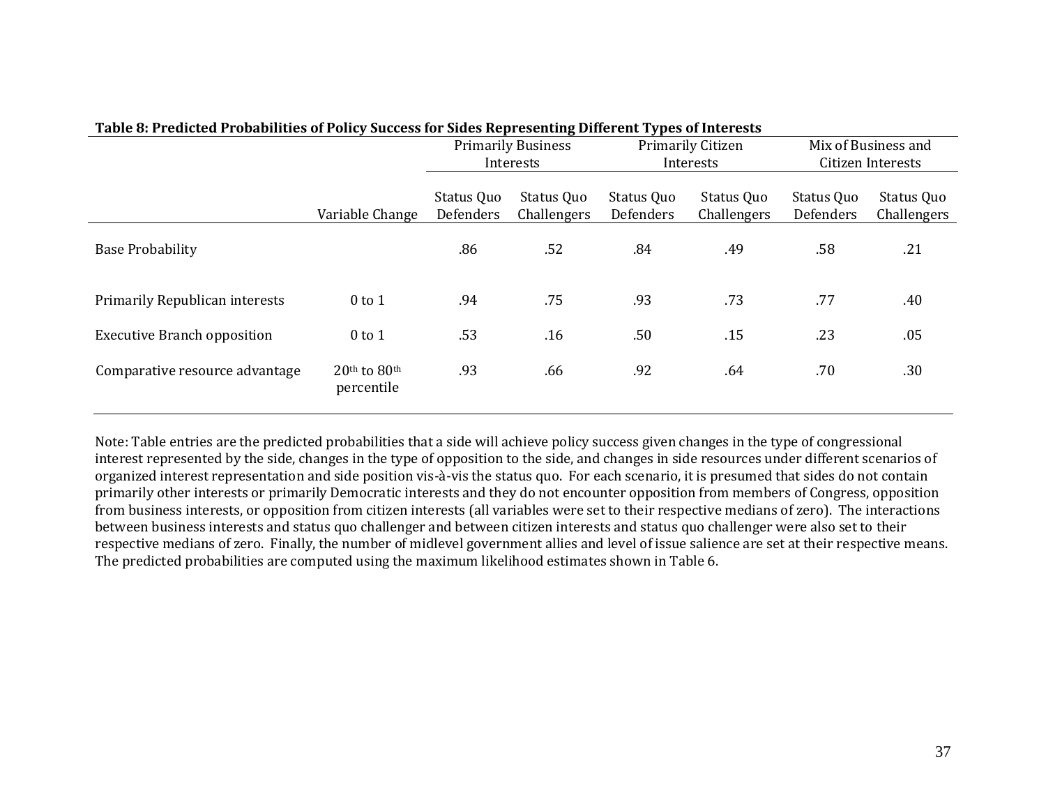**Table 8: Predicted Probabilities of Policy Success for Sides Representing Different Types of Interests**

| | | Primarily Business Interests | | Primarily Citizen Interests | | Mix of Business and Citizen Interests | |
|---|---|---|---|---|---|---|---|
| | Variable Change | Status Quo Defenders | Status Quo Challengers | Status Quo Defenders | Status Quo Challengers | Status Quo Defenders | Status Quo Challengers |
| Base Probability | | .86 | .52 | .84 | .49 | .58 | .21 |
| Primarily Republican interests | 0 to 1 | .94 | .75 | .93 | .73 | .77 | .40 |
| Executive Branch opposition | 0 to 1 | .53 | .16 | .50 | .15 | .23 | .05 |
| Comparative resource advantage | 20th to 80th percentile | .93 | .66 | .92 | .64 | .70 | .30 |

Note: Table entries are the predicted probabilities that a side will achieve policy success given changes in the type of congressional interest represented by the side, changes in the type of opposition to the side, and changes in side resources under different scenarios of organized interest representation and side position vis-à-vis the status quo. For each scenario, it is presumed that sides do not contain primarily other interests or primarily Democratic interests and they do not encounter opposition from members of Congress, opposition from business interests, or opposition from citizen interests (all variables were set to their respective medians of zero). The interactions between business interests and status quo challenger and between citizen interests and status quo challenger were also set to their respective medians of zero. Finally, the number of midlevel government allies and level of issue salience are set at their respective means. The predicted probabilities are computed using the maximum likelihood estimates shown in Table 6.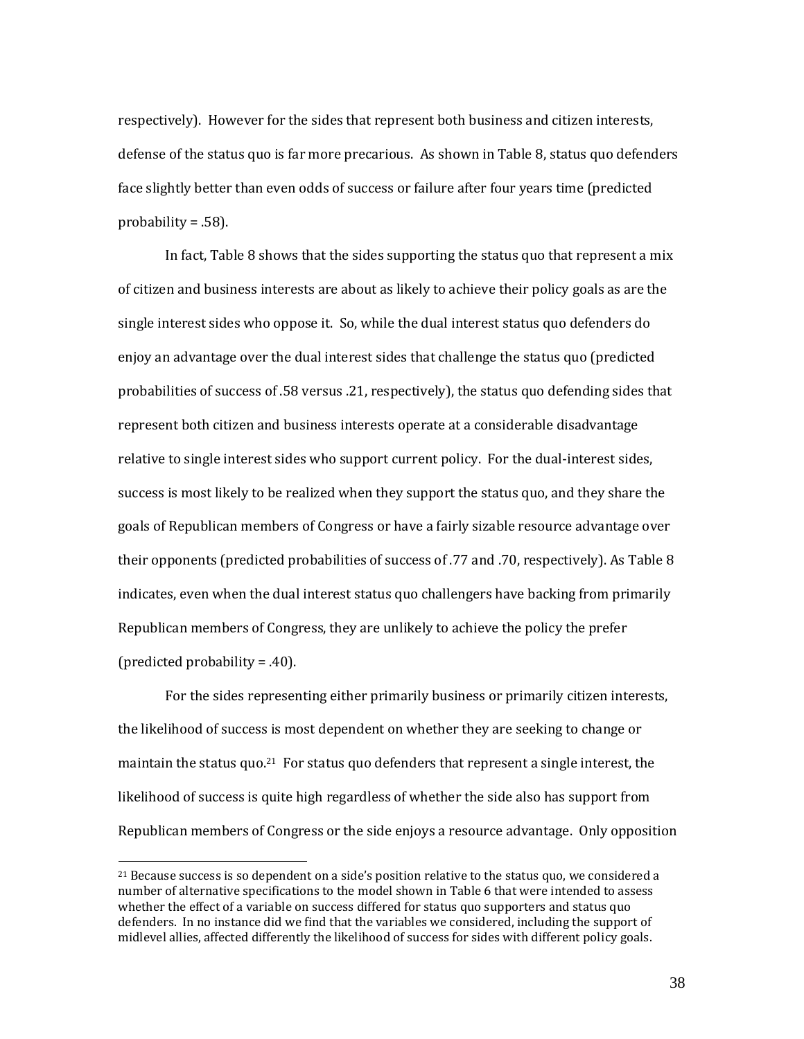respectively). However for the sides that represent both business and citizen interests, defense of the status quo is far more precarious. As shown in Table 8, status quo defenders face slightly better than even odds of success or failure after four years time (predicted probability = .58).

In fact, Table 8 shows that the sides supporting the status quo that represent a mix of citizen and business interests are about as likely to achieve their policy goals as are the single interest sides who oppose it. So, while the dual interest status quo defenders do enjoy an advantage over the dual interest sides that challenge the status quo (predicted probabilities of success of .58 versus .21, respectively), the status quo defending sides that represent both citizen and business interests operate at a considerable disadvantage relative to single interest sides who support current policy. For the dual-interest sides, success is most likely to be realized when they support the status quo, and they share the goals of Republican members of Congress or have a fairly sizable resource advantage over their opponents (predicted probabilities of success of .77 and .70, respectively). As Table 8 indicates, even when the dual interest status quo challengers have backing from primarily Republican members of Congress, they are unlikely to achieve the policy the prefer (predicted probability = .40).

For the sides representing either primarily business or primarily citizen interests, the likelihood of success is most dependent on whether they are seeking to change or maintain the status quo.[21] For status quo defenders that represent a single interest, the likelihood of success is quite high regardless of whether the side also has support from Republican members of Congress or the side enjoys a resource advantage. Only opposition

[21] Because success is so dependent on a side's position relative to the status quo, we considered a number of alternative specifications to the model shown in Table 6 that were intended to assess whether the effect of a variable on success differed for status quo supporters and status quo defenders. In no instance did we find that the variables we considered, including the support of midlevel allies, affected differently the likelihood of success for sides with different policy goals.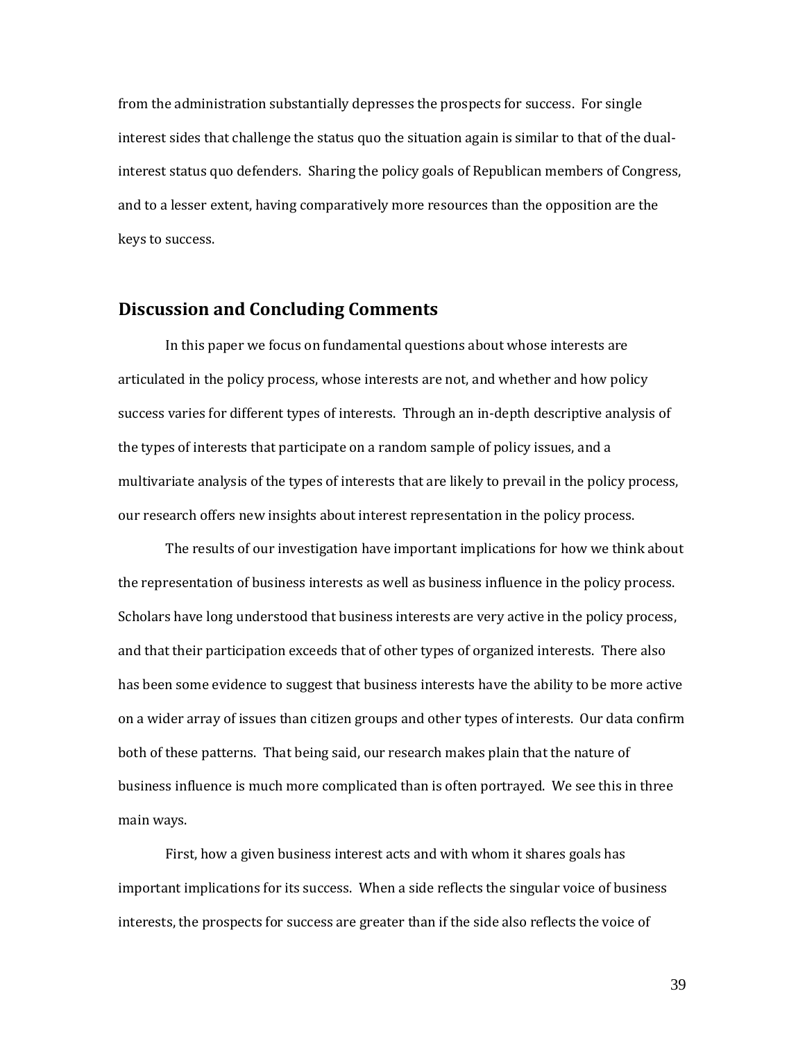from the administration substantially depresses the prospects for success. For single interest sides that challenge the status quo the situation again is similar to that of the dual-interest status quo defenders. Sharing the policy goals of Republican members of Congress, and to a lesser extent, having comparatively more resources than the opposition are the keys to success.

## Discussion and Concluding Comments

In this paper we focus on fundamental questions about whose interests are articulated in the policy process, whose interests are not, and whether and how policy success varies for different types of interests. Through an in-depth descriptive analysis of the types of interests that participate on a random sample of policy issues, and a multivariate analysis of the types of interests that are likely to prevail in the policy process, our research offers new insights about interest representation in the policy process.

The results of our investigation have important implications for how we think about the representation of business interests as well as business influence in the policy process. Scholars have long understood that business interests are very active in the policy process, and that their participation exceeds that of other types of organized interests. There also has been some evidence to suggest that business interests have the ability to be more active on a wider array of issues than citizen groups and other types of interests. Our data confirm both of these patterns. That being said, our research makes plain that the nature of business influence is much more complicated than is often portrayed. We see this in three main ways.

First, how a given business interest acts and with whom it shares goals has important implications for its success. When a side reflects the singular voice of business interests, the prospects for success are greater than if the side also reflects the voice of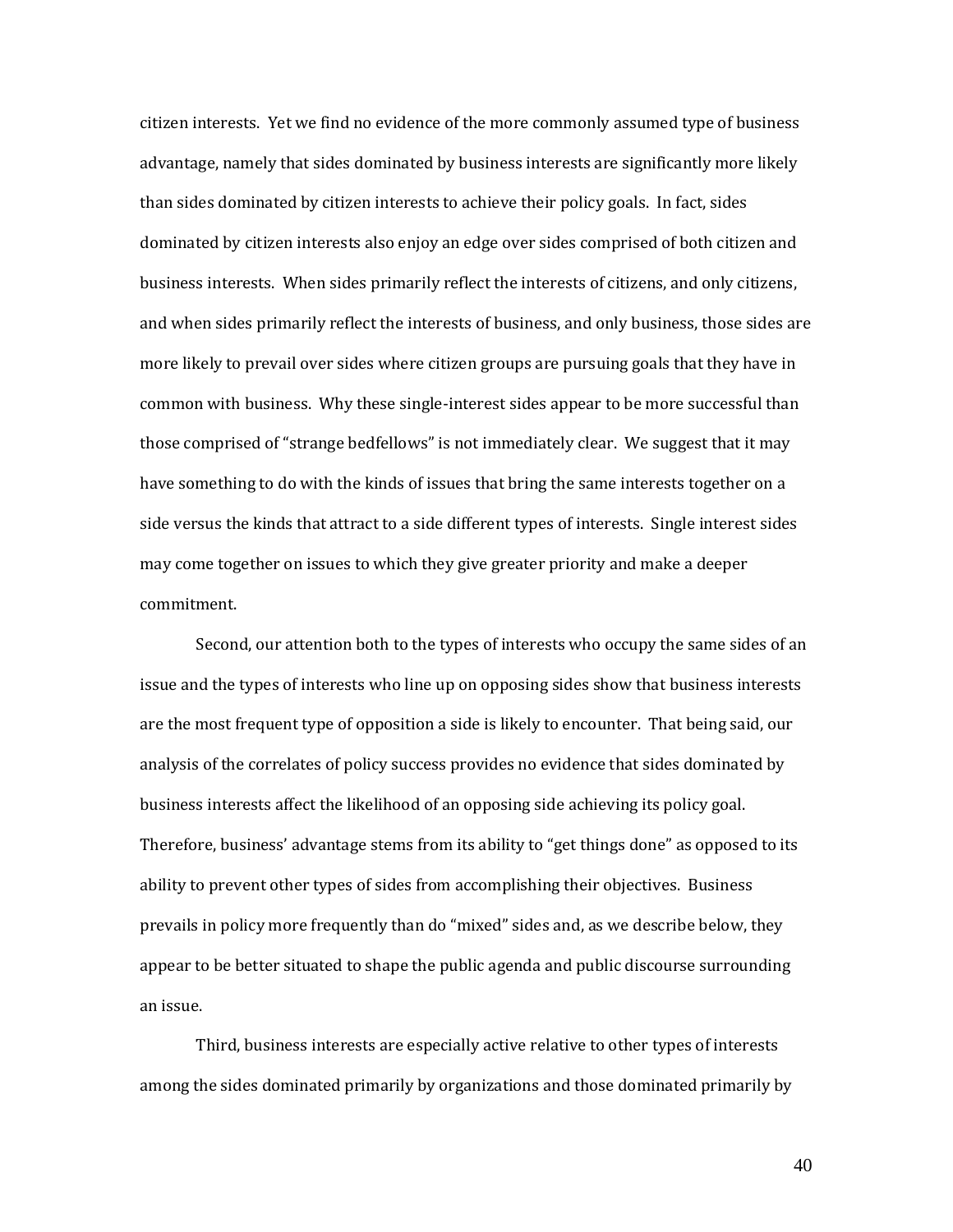citizen interests. Yet we find no evidence of the more commonly assumed type of business advantage, namely that sides dominated by business interests are significantly more likely than sides dominated by citizen interests to achieve their policy goals. In fact, sides dominated by citizen interests also enjoy an edge over sides comprised of both citizen and business interests. When sides primarily reflect the interests of citizens, and only citizens, and when sides primarily reflect the interests of business, and only business, those sides are more likely to prevail over sides where citizen groups are pursuing goals that they have in common with business. Why these single-interest sides appear to be more successful than those comprised of "strange bedfellows" is not immediately clear. We suggest that it may have something to do with the kinds of issues that bring the same interests together on a side versus the kinds that attract to a side different types of interests. Single interest sides may come together on issues to which they give greater priority and make a deeper commitment.

Second, our attention both to the types of interests who occupy the same sides of an issue and the types of interests who line up on opposing sides show that business interests are the most frequent type of opposition a side is likely to encounter. That being said, our analysis of the correlates of policy success provides no evidence that sides dominated by business interests affect the likelihood of an opposing side achieving its policy goal. Therefore, business' advantage stems from its ability to "get things done" as opposed to its ability to prevent other types of sides from accomplishing their objectives. Business prevails in policy more frequently than do "mixed" sides and, as we describe below, they appear to be better situated to shape the public agenda and public discourse surrounding an issue.

Third, business interests are especially active relative to other types of interests among the sides dominated primarily by organizations and those dominated primarily by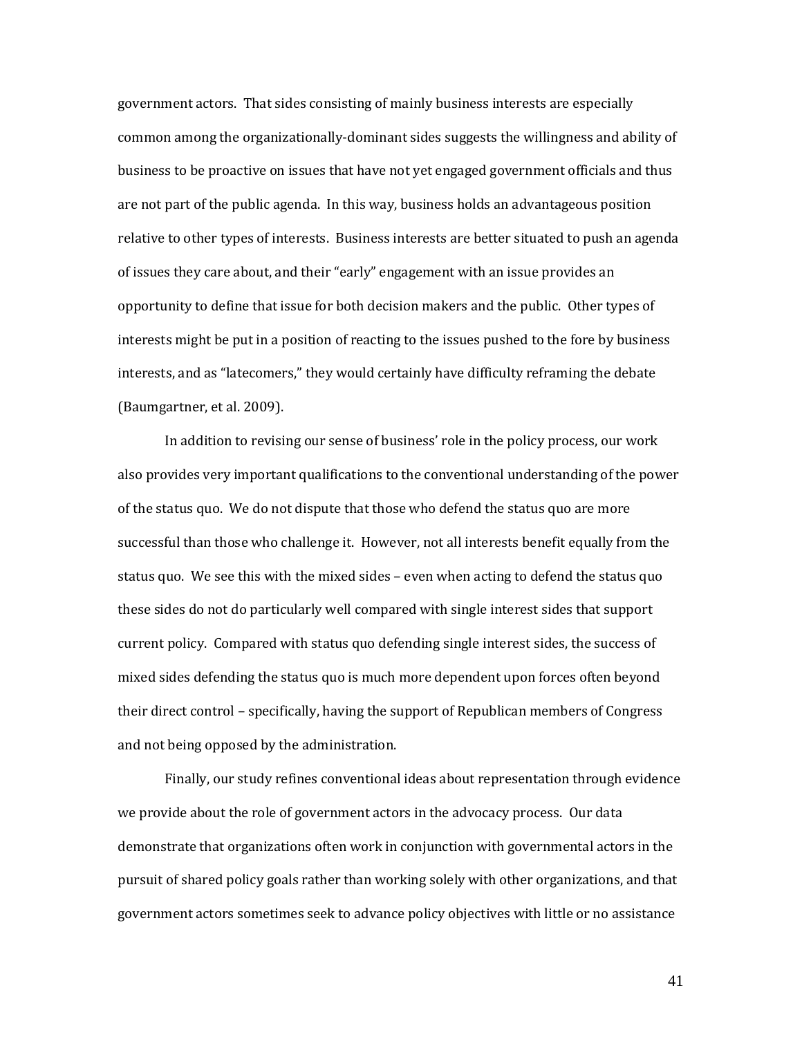government actors. That sides consisting of mainly business interests are especially common among the organizationally-dominant sides suggests the willingness and ability of business to be proactive on issues that have not yet engaged government officials and thus are not part of the public agenda. In this way, business holds an advantageous position relative to other types of interests. Business interests are better situated to push an agenda of issues they care about, and their "early" engagement with an issue provides an opportunity to define that issue for both decision makers and the public. Other types of interests might be put in a position of reacting to the issues pushed to the fore by business interests, and as "latecomers," they would certainly have difficulty reframing the debate (Baumgartner, et al. 2009).

In addition to revising our sense of business' role in the policy process, our work also provides very important qualifications to the conventional understanding of the power of the status quo. We do not dispute that those who defend the status quo are more successful than those who challenge it. However, not all interests benefit equally from the status quo. We see this with the mixed sides – even when acting to defend the status quo these sides do not do particularly well compared with single interest sides that support current policy. Compared with status quo defending single interest sides, the success of mixed sides defending the status quo is much more dependent upon forces often beyond their direct control – specifically, having the support of Republican members of Congress and not being opposed by the administration.

Finally, our study refines conventional ideas about representation through evidence we provide about the role of government actors in the advocacy process. Our data demonstrate that organizations often work in conjunction with governmental actors in the pursuit of shared policy goals rather than working solely with other organizations, and that government actors sometimes seek to advance policy objectives with little or no assistance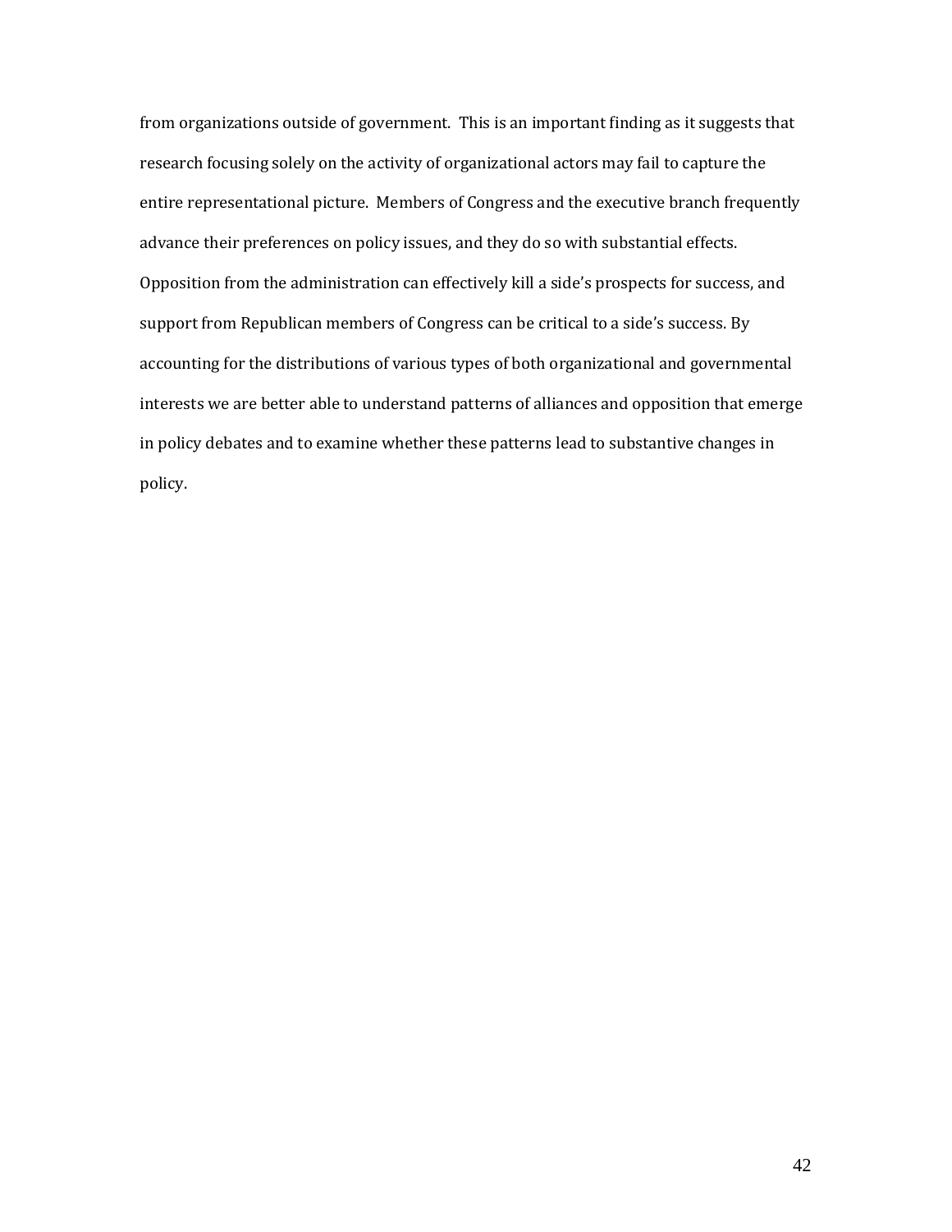from organizations outside of government. This is an important finding as it suggests that research focusing solely on the activity of organizational actors may fail to capture the entire representational picture. Members of Congress and the executive branch frequently advance their preferences on policy issues, and they do so with substantial effects. Opposition from the administration can effectively kill a side's prospects for success, and support from Republican members of Congress can be critical to a side's success. By accounting for the distributions of various types of both organizational and governmental interests we are better able to understand patterns of alliances and opposition that emerge in policy debates and to examine whether these patterns lead to substantive changes in policy.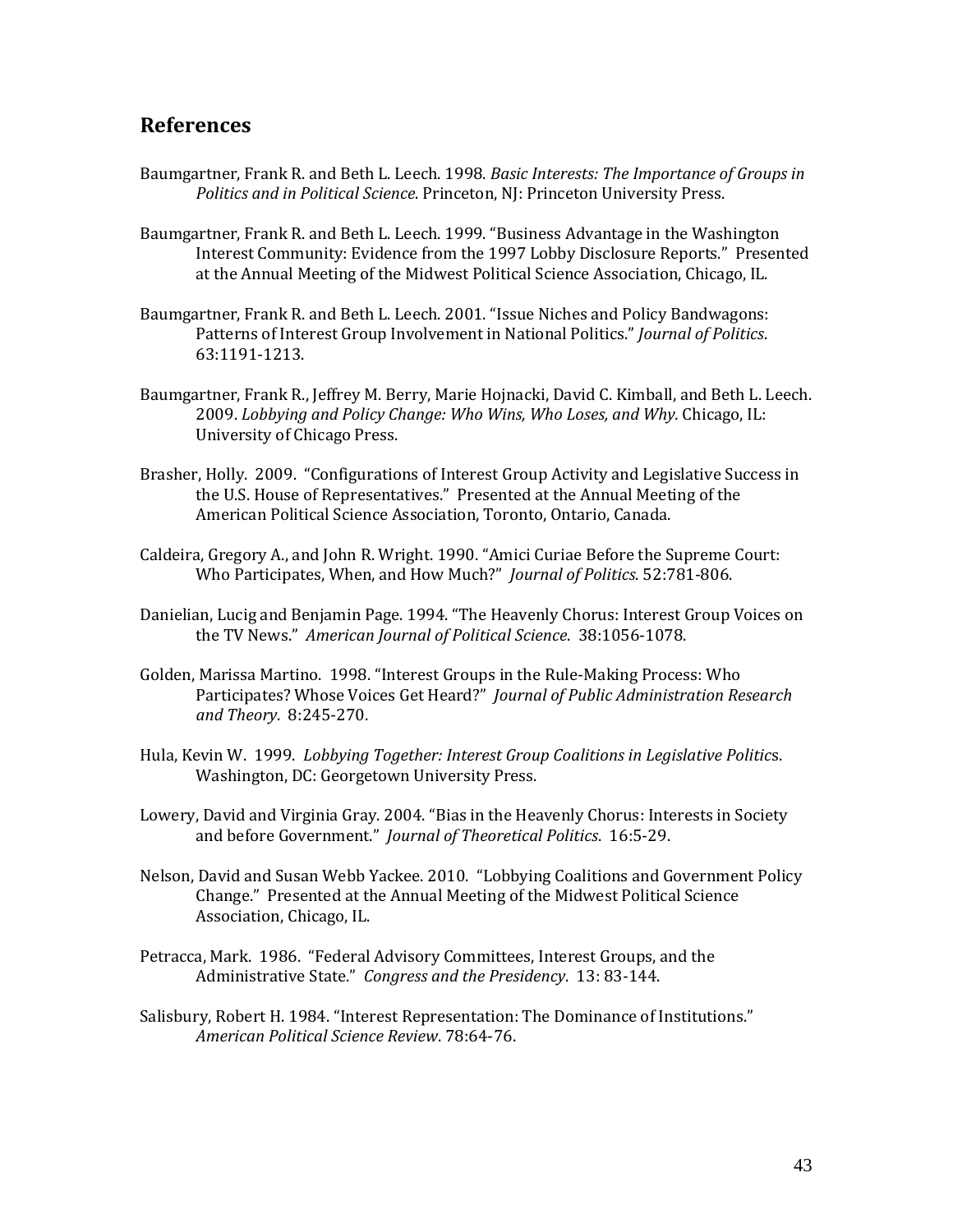## References

Baumgartner, Frank R. and Beth L. Leech. 1998. *Basic Interests: The Importance of Groups in Politics and in Political Science*. Princeton, NJ: Princeton University Press.

Baumgartner, Frank R. and Beth L. Leech. 1999. "Business Advantage in the Washington Interest Community: Evidence from the 1997 Lobby Disclosure Reports." Presented at the Annual Meeting of the Midwest Political Science Association, Chicago, IL.

Baumgartner, Frank R. and Beth L. Leech. 2001. "Issue Niches and Policy Bandwagons: Patterns of Interest Group Involvement in National Politics." *Journal of Politics*. 63:1191-1213.

Baumgartner, Frank R., Jeffrey M. Berry, Marie Hojnacki, David C. Kimball, and Beth L. Leech. 2009. *Lobbying and Policy Change: Who Wins, Who Loses, and Why.* Chicago, IL: University of Chicago Press.

Brasher, Holly. 2009. "Configurations of Interest Group Activity and Legislative Success in the U.S. House of Representatives." Presented at the Annual Meeting of the American Political Science Association, Toronto, Ontario, Canada.

Caldeira, Gregory A., and John R. Wright. 1990. "Amici Curiae Before the Supreme Court: Who Participates, When, and How Much?" *Journal of Politics*. 52:781-806.

Danielian, Lucig and Benjamin Page. 1994. "The Heavenly Chorus: Interest Group Voices on the TV News." *American Journal of Political Science*. 38:1056-1078.

Golden, Marissa Martino. 1998. "Interest Groups in the Rule-Making Process: Who Participates? Whose Voices Get Heard?" *Journal of Public Administration Research and Theory*. 8:245-270.

Hula, Kevin W. 1999. *Lobbying Together: Interest Group Coalitions in Legislative Politics*. Washington, DC: Georgetown University Press.

Lowery, David and Virginia Gray. 2004. "Bias in the Heavenly Chorus: Interests in Society and before Government." *Journal of Theoretical Politics*. 16:5-29.

Nelson, David and Susan Webb Yackee. 2010. "Lobbying Coalitions and Government Policy Change." Presented at the Annual Meeting of the Midwest Political Science Association, Chicago, IL.

Petracca, Mark. 1986. "Federal Advisory Committees, Interest Groups, and the Administrative State." *Congress and the Presidency*. 13: 83-144.

Salisbury, Robert H. 1984. "Interest Representation: The Dominance of Institutions." *American Political Science Review*. 78:64-76.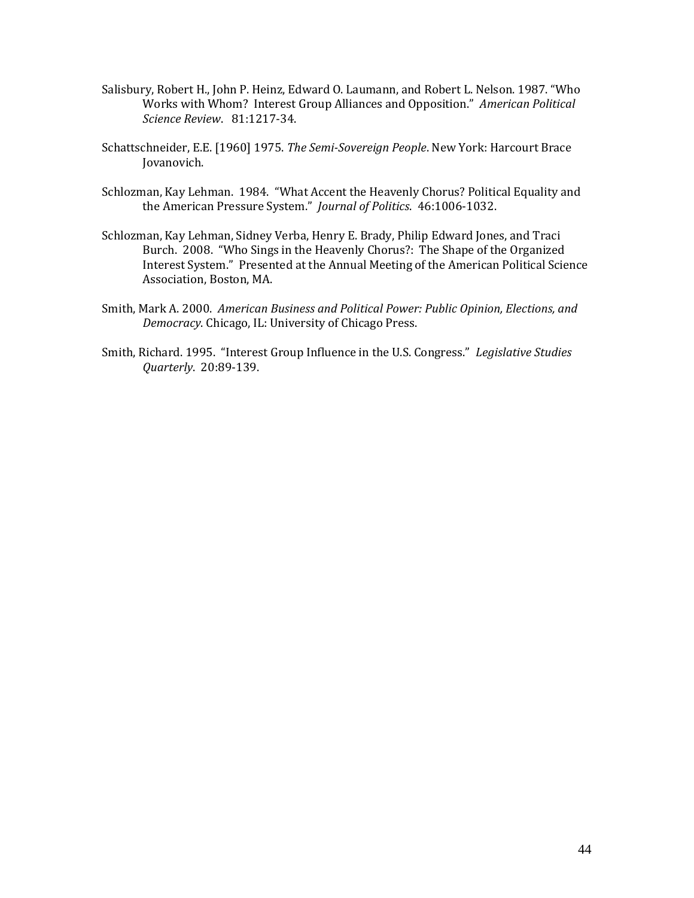Salisbury, Robert H., John P. Heinz, Edward O. Laumann, and Robert L. Nelson. 1987. "Who Works with Whom? Interest Group Alliances and Opposition." *American Political Science Review*. 81:1217-34.

Schattschneider, E.E. [1960] 1975. *The Semi-Sovereign People*. New York: Harcourt Brace Jovanovich.

Schlozman, Kay Lehman. 1984. "What Accent the Heavenly Chorus? Political Equality and the American Pressure System." *Journal of Politics*. 46:1006-1032.

Schlozman, Kay Lehman, Sidney Verba, Henry E. Brady, Philip Edward Jones, and Traci Burch. 2008. "Who Sings in the Heavenly Chorus?: The Shape of the Organized Interest System." Presented at the Annual Meeting of the American Political Science Association, Boston, MA.

Smith, Mark A. 2000. *American Business and Political Power: Public Opinion, Elections, and Democracy*. Chicago, IL: University of Chicago Press.

Smith, Richard. 1995. "Interest Group Influence in the U.S. Congress." *Legislative Studies Quarterly*. 20:89-139.